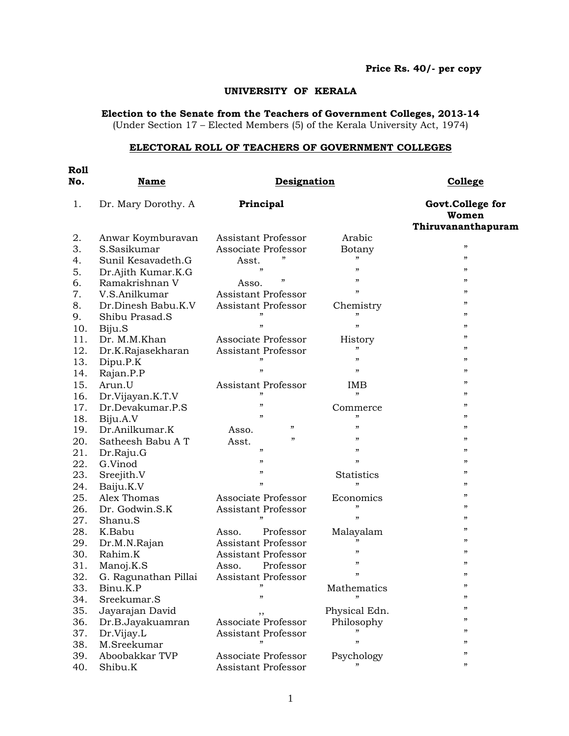**Price Rs. 40/- per copy**

# UNIVERSITY OF KERALA

**Election to the Senate from the Teachers of Government Colleges, 2013-14**
(Under Section 17 – Elected Members (5) of the Kerala University Act, 1974)

## ELECTORAL ROLL OF TEACHERS OF GOVERNMENT COLLEGES

| Roll No. | Name | Designation | | College |
|---|---|---|---|---|
| 1. | Dr. Mary Dorothy. A | **Principal** | | **Govt.College for Women Thiruvananthapuram** |
| 2. | Anwar Koymburavan | Assistant Professor | Arabic | |
| 3. | S.Sasikumar | Associate Professor | Botany | ” |
| 4. | Sunil Kesavadeth.G | Asst. ” | ” | ” |
| 5. | Dr.Ajith Kumar.K.G | ” | ” | ” |
| 6. | Ramakrishnan V | Asso. ” | ” | ” |
| 7. | V.S.Anilkumar | Assistant Professor | | ” |
| 8. | Dr.Dinesh Babu.K.V | Assistant Professor | Chemistry | ” |
| 9. | Shibu Prasad.S | ” | ” | ” |
| 10. | Biju.S | ” | ” | ” |
| 11. | Dr. M.M.Khan | Associate Professor | History | ” |
| 12. | Dr.K.Rajasekharan | Assistant Professor | ” | ” |
| 13. | Dipu.P.K | ” | ” | ” |
| 14. | Rajan.P.P | ” | ” | ” |
| 15. | Arun.U | Assistant Professor | IMB | ” |
| 16. | Dr.Vijayan.K.T.V | ” | ” | ” |
| 17. | Dr.Devakumar.P.S | ” | Commerce | ” |
| 18. | Biju.A.V | ” | ” | ” |
| 19. | Dr.Anilkumar.K | Asso. ” | ” | ” |
| 20. | Satheesh Babu A T | Asst. ” | ” | ” |
| 21. | Dr.Raju.G | ” | ” | ” |
| 22. | G.Vinod | ” | ” | ” |
| 23. | Sreejith.V | ” | Statistics | ” |
| 24. | Baiju.K.V | ” | ” | ” |
| 25. | Alex Thomas | Associate Professor | Economics | ” |
| 26. | Dr. Godwin.S.K | Assistant Professor | ” | ” |
| 27. | Shanu.S | ” | ” | ” |
| 28. | K.Babu | Asso. Professor | Malayalam | ” |
| 29. | Dr.M.N.Rajan | Assistant Professor | ” | ” |
| 30. | Rahim.K | Assistant Professor | ” | ” |
| 31. | Manoj.K.S | Asso. Professor | ” | ” |
| 32. | G. Ragunathan Pillai | Assistant Professor | ” | ” |
| 33. | Binu.K.P | ” | Mathematics | ” |
| 34. | Sreekumar.S | ” | ” | ” |
| 35. | Jayarajan David | ,, | Physical Edn. | ” |
| 36. | Dr.B.Jayakuamran | Associate Professor | Philosophy | ” |
| 37. | Dr.Vijay.L | Assistant Professor | ” | ” |
| 38. | M.Sreekumar | ” | ” | ” |
| 39. | Aboobakkar TVP | Associate Professor | Psychology | ” |
| 40. | Shibu.K | Assistant Professor | ” | ” |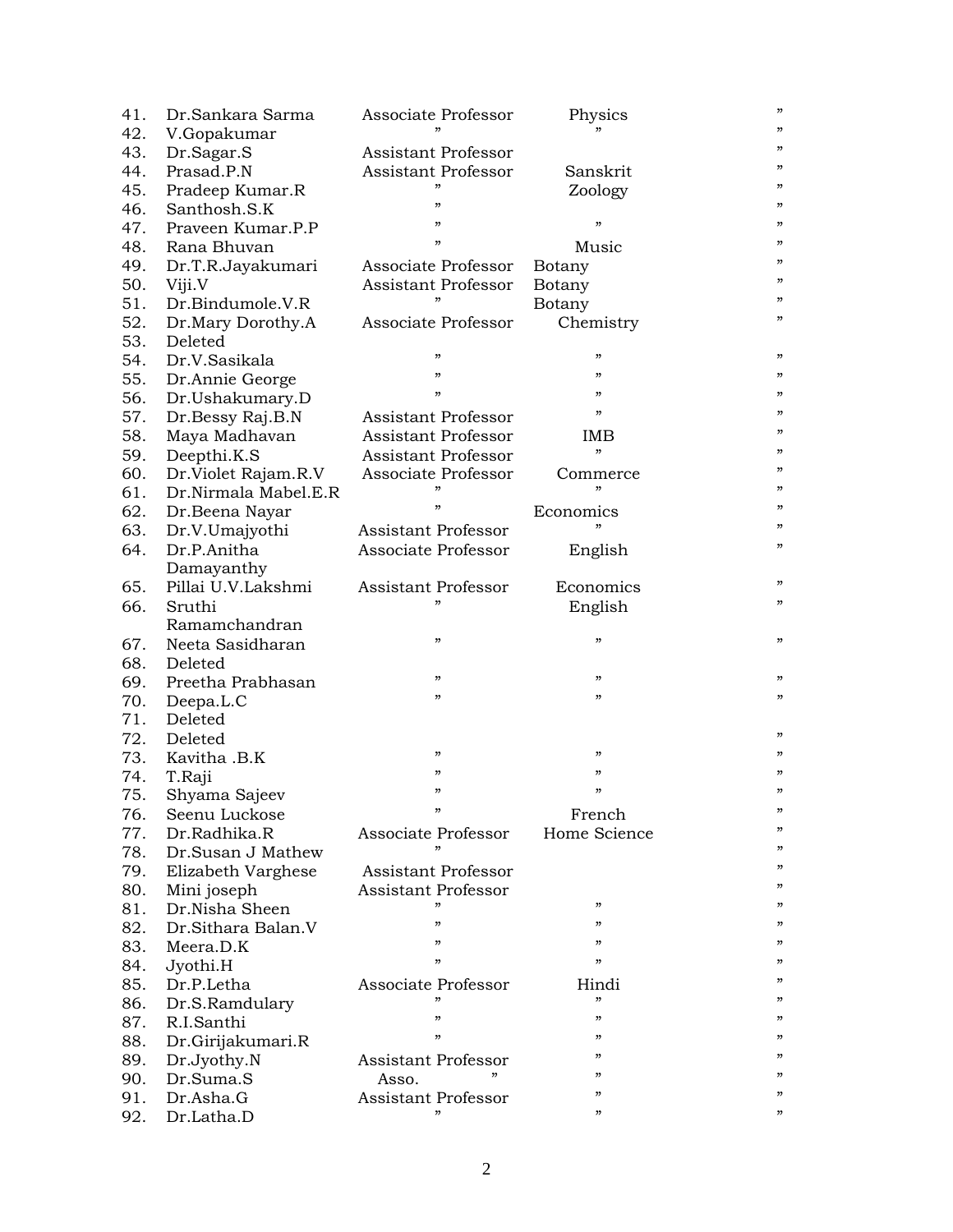| | | | | |
|---|---|---|---|---|
| 41. | Dr.Sankara Sarma | Associate Professor | Physics | ” |
| 42. | V.Gopakumar | ” | ” | ” |
| 43. | Dr.Sagar.S | Assistant Professor | | ” |
| 44. | Prasad.P.N | Assistant Professor | Sanskrit | ” |
| 45. | Pradeep Kumar.R | ” | Zoology | ” |
| 46. | Santhosh.S.K | ” | | ” |
| 47. | Praveen Kumar.P.P | ” | ” | ” |
| 48. | Rana Bhuvan | ” | Music | ” |
| 49. | Dr.T.R.Jayakumari | Associate Professor | Botany | ” |
| 50. | Viji.V | Assistant Professor | Botany | ” |
| 51. | Dr.Bindumole.V.R | ” | Botany | ” |
| 52. | Dr.Mary Dorothy.A | Associate Professor | Chemistry | ” |
| 53. | Deleted | | | |
| 54. | Dr.V.Sasikala | ” | ” | ” |
| 55. | Dr.Annie George | ” | ” | ” |
| 56. | Dr.Ushakumary.D | ” | ” | ” |
| 57. | Dr.Bessy Raj.B.N | Assistant Professor | ” | ” |
| 58. | Maya Madhavan | Assistant Professor | IMB | ” |
| 59. | Deepthi.K.S | Assistant Professor | ” | ” |
| 60. | Dr.Violet Rajam.R.V | Associate Professor | Commerce | ” |
| 61. | Dr.Nirmala Mabel.E.R | ” | ” | ” |
| 62. | Dr.Beena Nayar | ” | Economics | ” |
| 63. | Dr.V.Umajyothi | Assistant Professor | ” | ” |
| 64. | Dr.P.Anitha Damayanthy | Associate Professor | English | ” |
| 65. | Pillai U.V.Lakshmi | Assistant Professor | Economics | ” |
| 66. | Sruthi Ramamchandran | ” | English | ” |
| 67. | Neeta Sasidharan | ” | ” | ” |
| 68. | Deleted | | | |
| 69. | Preetha Prabhasan | ” | ” | ” |
| 70. | Deepa.L.C | ” | ” | ” |
| 71. | Deleted | | | |
| 72. | Deleted | | | ” |
| 73. | Kavitha .B.K | ” | ” | ” |
| 74. | T.Raji | ” | ” | ” |
| 75. | Shyama Sajeev | ” | ” | ” |
| 76. | Seenu Luckose | ” | French | ” |
| 77. | Dr.Radhika.R | Associate Professor | Home Science | ” |
| 78. | Dr.Susan J Mathew | ” | | ” |
| 79. | Elizabeth Varghese | Assistant Professor | | ” |
| 80. | Mini joseph | Assistant Professor | | ” |
| 81. | Dr.Nisha Sheen | ” | ” | ” |
| 82. | Dr.Sithara Balan.V | ” | ” | ” |
| 83. | Meera.D.K | ” | ” | ” |
| 84. | Jyothi.H | ” | ” | ” |
| 85. | Dr.P.Letha | Associate Professor | Hindi | ” |
| 86. | Dr.S.Ramdulary | ” | ” | ” |
| 87. | R.I.Santhi | ” | ” | ” |
| 88. | Dr.Girijakumari.R | ” | ” | ” |
| 89. | Dr.Jyothy.N | Assistant Professor | ” | ” |
| 90. | Dr.Suma.S | Asso. ” | ” | ” |
| 91. | Dr.Asha.G | Assistant Professor | ” | ” |
| 92. | Dr.Latha.D | ” | ” | ” |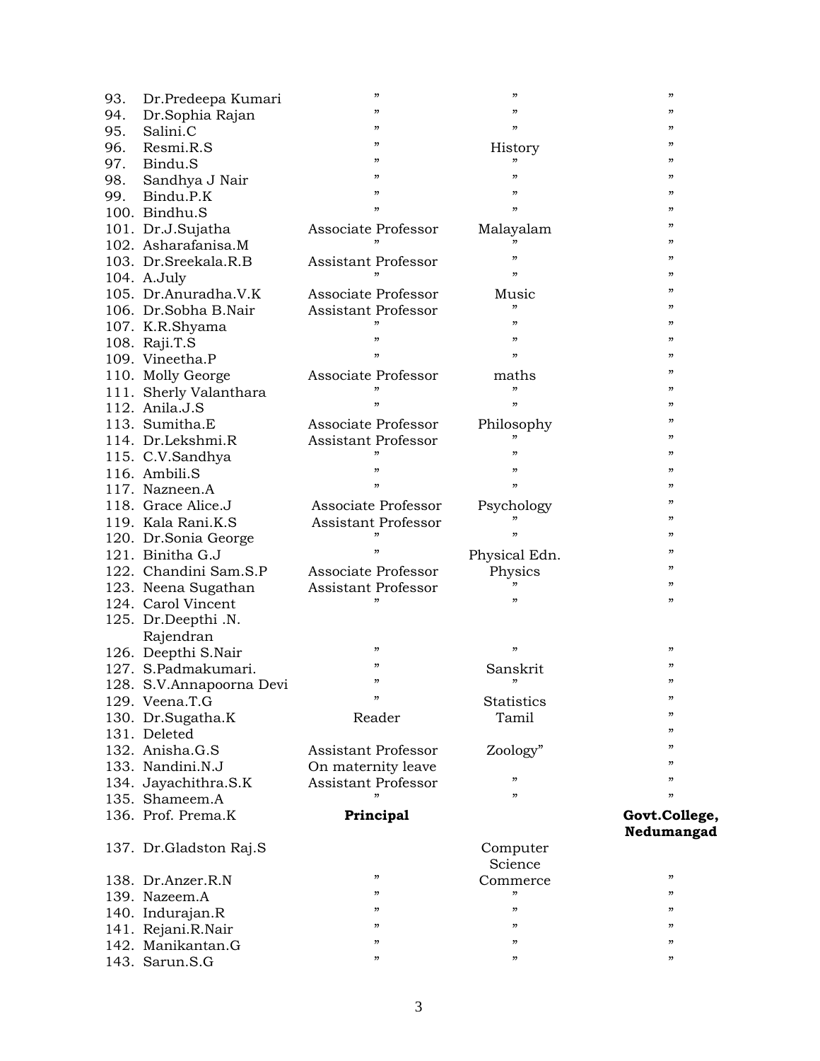| | | | |
|---|---|---|---|
| 93. Dr.Predeepa Kumari | ” | ” | ” |
| 94. Dr.Sophia Rajan | ” | ” | ” |
| 95. Salini.C | ” | ” | ” |
| 96. Resmi.R.S | ” | History | ” |
| 97. Bindu.S | ” | ” | ” |
| 98. Sandhya J Nair | ” | ” | ” |
| 99. Bindu.P.K | ” | ” | ” |
| 100. Bindhu.S | ” | ” | ” |
| 101. Dr.J.Sujatha | Associate Professor | Malayalam | ” |
| 102. Asharafanisa.M | ” | ” | ” |
| 103. Dr.Sreekala.R.B | Assistant Professor | ” | ” |
| 104. A.July | ” | ” | ” |
| 105. Dr.Anuradha.V.K | Associate Professor | Music | ” |
| 106. Dr.Sobha B.Nair | Assistant Professor | ” | ” |
| 107. K.R.Shyama | ” | ” | ” |
| 108. Raji.T.S | ” | ” | ” |
| 109. Vineetha.P | ” | ” | ” |
| 110. Molly George | Associate Professor | maths | ” |
| 111. Sherly Valanthara | ” | ” | ” |
| 112. Anila.J.S | ” | ” | ” |
| 113. Sumitha.E | Associate Professor | Philosophy | ” |
| 114. Dr.Lekshmi.R | Assistant Professor | ” | ” |
| 115. C.V.Sandhya | ” | ” | ” |
| 116. Ambili.S | ” | ” | ” |
| 117. Nazneen.A | ” | ” | ” |
| 118. Grace Alice.J | Associate Professor | Psychology | ” |
| 119. Kala Rani.K.S | Assistant Professor | ” | ” |
| 120. Dr.Sonia George | ” | ” | ” |
| 121. Binitha G.J | ” | Physical Edn. | ” |
| 122. Chandini Sam.S.P | Associate Professor | Physics | ” |
| 123. Neena Sugathan | Assistant Professor | ” | ” |
| 124. Carol Vincent | ” | ” | ” |
| 125. Dr.Deepthi .N. Rajendran | | | |
| 126. Deepthi S.Nair | ” | ” | ” |
| 127. S.Padmakumari. | ” | Sanskrit | ” |
| 128. S.V.Annapoorna Devi | ” | ” | ” |
| 129. Veena.T.G | ” | Statistics | ” |
| 130. Dr.Sugatha.K | Reader | Tamil | ” |
| 131. Deleted | | | ” |
| 132. Anisha.G.S | Assistant Professor | Zoology” | ” |
| 133. Nandini.N.J | On maternity leave | | ” |
| 134. Jayachithra.S.K | Assistant Professor | ” | ” |
| 135. Shameem.A | ” | ” | ” |
| 136. Prof. Prema.K | **Principal** | | **Govt.College, Nedumangad** |
| 137. Dr.Gladston Raj.S | | Computer Science | |
| 138. Dr.Anzer.R.N | ” | Commerce | ” |
| 139. Nazeem.A | ” | ” | ” |
| 140. Indurajan.R | ” | ” | ” |
| 141. Rejani.R.Nair | ” | ” | ” |
| 142. Manikantan.G | ” | ” | ” |
| 143. Sarun.S.G | ” | ” | ” |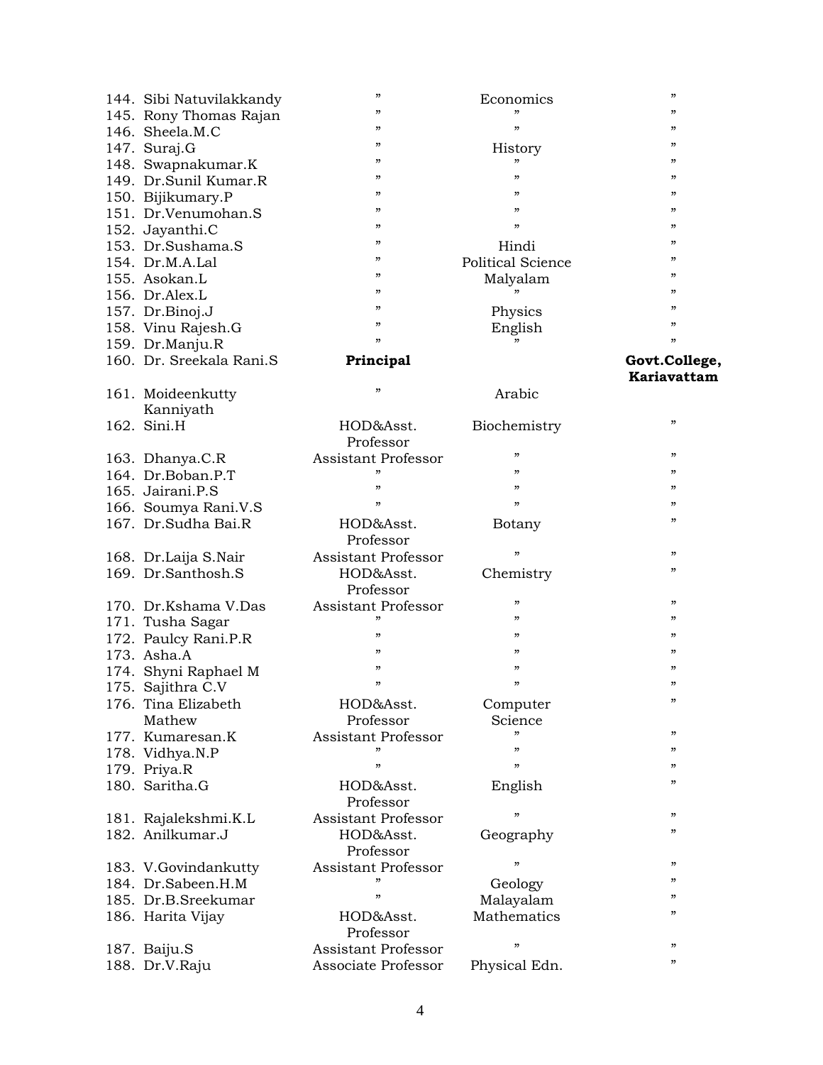| | | | |
|---|---|---|---|
| 144. Sibi Natuvilakkandy | ” | Economics | ” |
| 145. Rony Thomas Rajan | ” | ” | ” |
| 146. Sheela.M.C | ” | ” | ” |
| 147. Suraj.G | ” | History | ” |
| 148. Swapnakumar.K | ” | ” | ” |
| 149. Dr.Sunil Kumar.R | ” | ” | ” |
| 150. Bijikumary.P | ” | ” | ” |
| 151. Dr.Venumohan.S | ” | ” | ” |
| 152. Jayanthi.C | ” | ” | ” |
| 153. Dr.Sushama.S | ” | Hindi | ” |
| 154. Dr.M.A.Lal | ” | Political Science | ” |
| 155. Asokan.L | ” | Malyalam | ” |
| 156. Dr.Alex.L | ” | ” | ” |
| 157. Dr.Binoj.J | ” | Physics | ” |
| 158. Vinu Rajesh.G | ” | English | ” |
| 159. Dr.Manju.R | ” | ” | ” |
| 160. Dr. Sreekala Rani.S | **Principal** | | **Govt.College, Kariavattam** |
| 161. Moideenkutty Kanniyath | ” | Arabic | |
| 162. Sini.H | HOD&Asst. Professor | Biochemistry | ” |
| 163. Dhanya.C.R | Assistant Professor | ” | ” |
| 164. Dr.Boban.P.T | ” | ” | ” |
| 165. Jairani.P.S | ” | ” | ” |
| 166. Soumya Rani.V.S | ” | ” | ” |
| 167. Dr.Sudha Bai.R | HOD&Asst. Professor | Botany | ” |
| 168. Dr.Laija S.Nair | Assistant Professor | ” | ” |
| 169. Dr.Santhosh.S | HOD&Asst. Professor | Chemistry | ” |
| 170. Dr.Kshama V.Das | Assistant Professor | ” | ” |
| 171. Tusha Sagar | ” | ” | ” |
| 172. Paulcy Rani.P.R | ” | ” | ” |
| 173. Asha.A | ” | ” | ” |
| 174. Shyni Raphael M | ” | ” | ” |
| 175. Sajithra C.V | ” | ” | ” |
| 176. Tina Elizabeth Mathew | HOD&Asst. Professor | Computer Science | ” |
| 177. Kumaresan.K | Assistant Professor | ” | ” |
| 178. Vidhya.N.P | ” | ” | ” |
| 179. Priya.R | ” | ” | ” |
| 180. Saritha.G | HOD&Asst. Professor | English | ” |
| 181. Rajalekshmi.K.L | Assistant Professor | ” | ” |
| 182. Anilkumar.J | HOD&Asst. Professor | Geography | ” |
| 183. V.Govindankutty | Assistant Professor | ” | ” |
| 184. Dr.Sabeen.H.M | ” | Geology | ” |
| 185. Dr.B.Sreekumar | ” | Malayalam | ” |
| 186. Harita Vijay | HOD&Asst. Professor | Mathematics | ” |
| 187. Baiju.S | Assistant Professor | ” | ” |
| 188. Dr.V.Raju | Associate Professor | Physical Edn. | ” |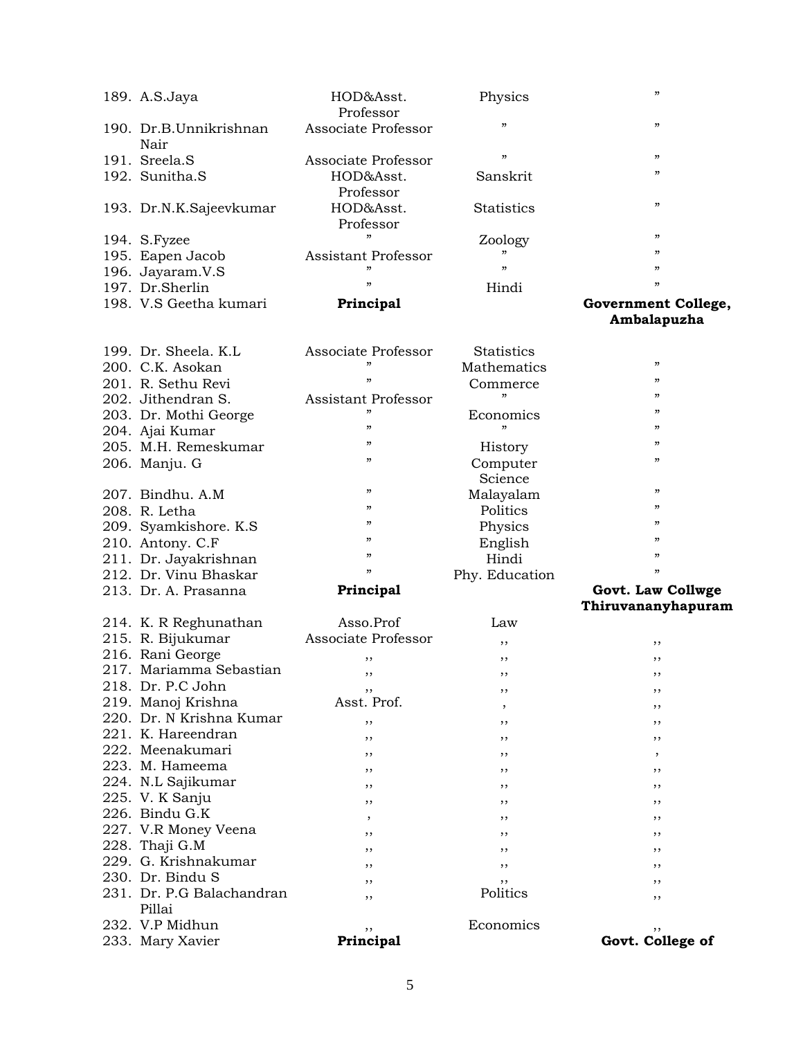| | | | |
|---|---|---|---|
| 189. A.S.Jaya | HOD&Asst. Professor | Physics | ” |
| 190. Dr.B.Unnikrishnan Nair | Associate Professor | ” | ” |
| 191. Sreela.S | Associate Professor | ” | ” |
| 192. Sunitha.S | HOD&Asst. Professor | Sanskrit | ” |
| 193. Dr.N.K.Sajeevkumar | HOD&Asst. Professor | Statistics | ” |
| 194. S.Fyzee | ” | Zoology | ” |
| 195. Eapen Jacob | Assistant Professor | ” | ” |
| 196. Jayaram.V.S | ” | ” | ” |
| 197. Dr.Sherlin | ” | Hindi | ” |
| 198. V.S Geetha kumari | **Principal** | | **Government College, Ambalapuzha** |
| 199. Dr. Sheela. K.L | Associate Professor | Statistics | |
| 200. C.K. Asokan | ” | Mathematics | ” |
| 201. R. Sethu Revi | ” | Commerce | ” |
| 202. Jithendran S. | Assistant Professor | ” | ” |
| 203. Dr. Mothi George | ” | Economics | ” |
| 204. Ajai Kumar | ” | ” | ” |
| 205. M.H. Remeskumar | ” | History | ” |
| 206. Manju. G | ” | Computer Science | ” |
| 207. Bindhu. A.M | ” | Malayalam | ” |
| 208. R. Letha | ” | Politics | ” |
| 209. Syamkishore. K.S | ” | Physics | ” |
| 210. Antony. C.F | ” | English | ” |
| 211. Dr. Jayakrishnan | ” | Hindi | ” |
| 212. Dr. Vinu Bhaskar | ” | Phy. Education | ” |
| 213. Dr. A. Prasanna | **Principal** | | **Govt. Law Collwge Thiruvananyhapuram** |
| 214. K. R Reghunathan | Asso.Prof | Law | |
| 215. R. Bijukumar | Associate Professor | ,, | ,, |
| 216. Rani George | ,, | ,, | ,, |
| 217. Mariamma Sebastian | ,, | ,, | ,, |
| 218. Dr. P.C John | ,, | ,, | ,, |
| 219. Manoj Krishna | Asst. Prof. | , | ,, |
| 220. Dr. N Krishna Kumar | ,, | ,, | ,, |
| 221. K. Hareendran | ,, | ,, | ,, |
| 222. Meenakumari | ,, | ,, | , |
| 223. M. Hameema | ,, | ,, | ,, |
| 224. N.L Sajikumar | ,, | ,, | ,, |
| 225. V. K Sanju | ,, | ,, | ,, |
| 226. Bindu G.K | , | ,, | ,, |
| 227. V.R Money Veena | ,, | ,, | ,, |
| 228. Thaji G.M | ,, | ,, | ,, |
| 229. G. Krishnakumar | ,, | ,, | ,, |
| 230. Dr. Bindu S | ,, | ,, | ,, |
| 231. Dr. P.G Balachandran Pillai | ,, | Politics | ,, |
| 232. V.P Midhun | ,, | Economics | ,, |
| 233. Mary Xavier | **Principal** | | **Govt. College of** |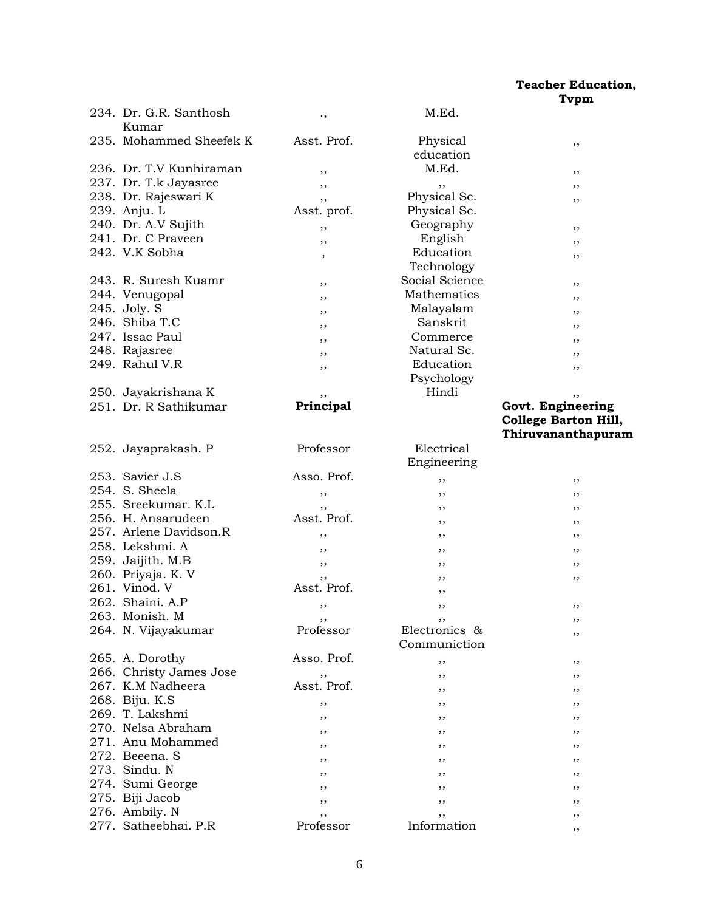| | | | |
|---|---|---|---|
| | | | **Teacher Education, Tvpm** |
| 234. Dr. G.R. Santhosh Kumar | ., | M.Ed. | |
| 235. Mohammed Sheefek K | Asst. Prof. | Physical education | ,, |
| 236. Dr. T.V Kunhiraman | ,, | M.Ed. | ,, |
| 237. Dr. T.k Jayasree | ,, | ,, | ,, |
| 238. Dr. Rajeswari K | ,, | Physical Sc. | ,, |
| 239. Anju. L | Asst. prof. | Physical Sc. | |
| 240. Dr. A.V Sujith | ,, | Geography | ,, |
| 241. Dr. C Praveen | ,, | English | ,, |
| 242. V.K Sobha | , | Education Technology | ,, |
| 243. R. Suresh Kuamr | ,, | Social Science | ,, |
| 244. Venugopal | ,, | Mathematics | ,, |
| 245. Joly. S | ,, | Malayalam | ,, |
| 246. Shiba T.C | ,, | Sanskrit | ,, |
| 247. Issac Paul | ,, | Commerce | ,, |
| 248. Rajasree | ,, | Natural Sc. | ,, |
| 249. Rahul V.R | ,, | Education Psychology | ,, |
| 250. Jayakrishana K | ,, | Hindi | ,, |
| 251. Dr. R Sathikumar | **Principal** | | **Govt. Engineering College Barton Hill, Thiruvananthapuram** |
| 252. Jayaprakash. P | Professor | Electrical Engineering | |
| 253. Savier J.S | Asso. Prof. | ,, | ,, |
| 254. S. Sheela | ,, | ,, | ,, |
| 255. Sreekumar. K.L | ,, | ,, | ,, |
| 256. H. Ansarudeen | Asst. Prof. | ,, | ,, |
| 257. Arlene Davidson.R | ,, | ,, | ,, |
| 258. Lekshmi. A | ,, | ,, | ,, |
| 259. Jaijith. M.B | ,, | ,, | ,, |
| 260. Priyaja. K. V | ,, | ,, | ,, |
| 261. Vinod. V | Asst. Prof. | ,, | |
| 262. Shaini. A.P | ,, | ,, | ,, |
| 263. Monish. M | ,, | ,, | ,, |
| 264. N. Vijayakumar | Professor | Electronics & Communiction | ,, |
| 265. A. Dorothy | Asso. Prof. | ,, | ,, |
| 266. Christy James Jose | ,, | ,, | ,, |
| 267. K.M Nadheera | Asst. Prof. | ,, | ,, |
| 268. Biju. K.S | ,, | ,, | ,, |
| 269. T. Lakshmi | ,, | ,, | ,, |
| 270. Nelsa Abraham | ,, | ,, | ,, |
| 271. Anu Mohammed | ,, | ,, | ,, |
| 272. Beeena. S | ,, | ,, | ,, |
| 273. Sindu. N | ,, | ,, | ,, |
| 274. Sumi George | ,, | ,, | ,, |
| 275. Biji Jacob | ,, | ,, | ,, |
| 276. Ambily. N | ,, | ,, | ,, |
| 277. Satheebhai. P.R | Professor | Information | ,, |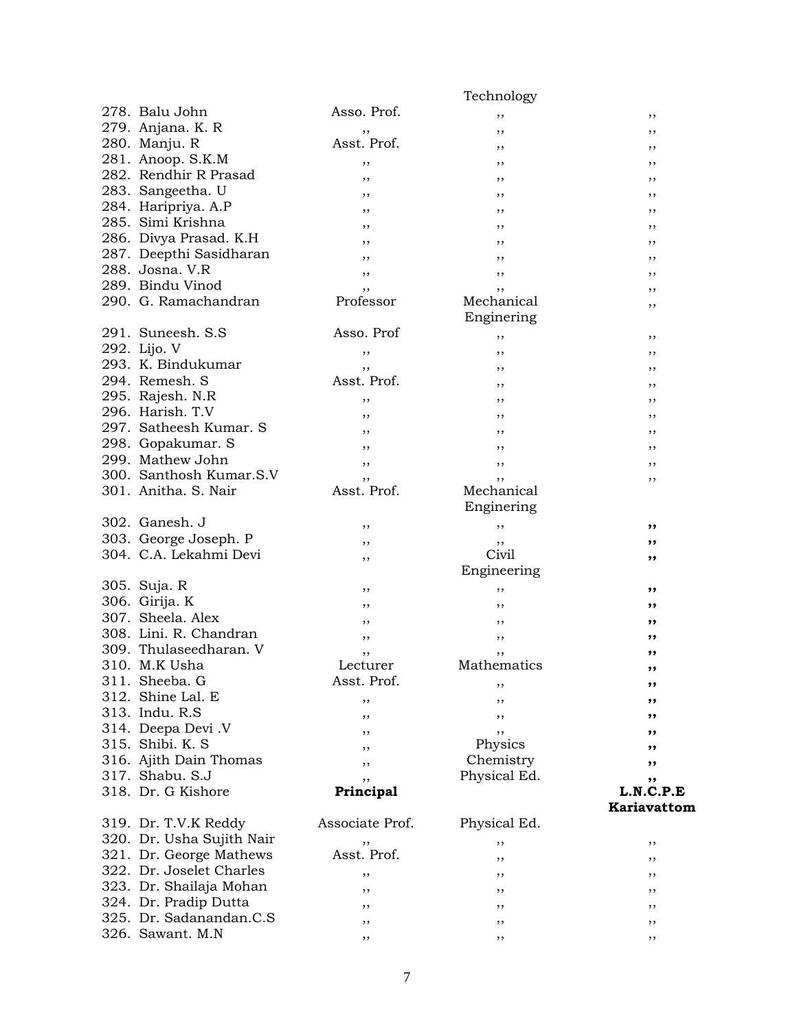| | | Technology | |
|---|---|---|---|
| 278. Balu John | Asso. Prof. | ,, | ,, |
| 279. Anjana. K. R | ,, | ,, | ,, |
| 280. Manju. R | Asst. Prof. | ,, | ,, |
| 281. Anoop. S.K.M | ,, | ,, | ,, |
| 282. Rendhir R Prasad | ,, | ,, | ,, |
| 283. Sangeetha. U | ,, | ,, | ,, |
| 284. Haripriya. A.P | ,, | ,, | ,, |
| 285. Simi Krishna | ,, | ,, | ,, |
| 286. Divya Prasad. K.H | ,, | ,, | ,, |
| 287. Deepthi Sasidharan | ,, | ,, | ,, |
| 288. Josna. V.R | ,, | ,, | ,, |
| 289. Bindu Vinod | ,, | ,, | ,, |
| 290. G. Ramachandran | Professor | Mechanical Enginering | ,, |
| 291. Suneesh. S.S | Asso. Prof | ,, | ,, |
| 292. Lijo. V | ,, | ,, | ,, |
| 293. K. Bindukumar | ,, | ,, | ,, |
| 294. Remesh. S | Asst. Prof. | ,, | ,, |
| 295. Rajesh. N.R | ,, | ,, | ,, |
| 296. Harish. T.V | ,, | ,, | ,, |
| 297. Satheesh Kumar. S | ,, | ,, | ,, |
| 298. Gopakumar. S | ,, | ,, | ,, |
| 299. Mathew John | ,, | ,, | ,, |
| 300. Santhosh Kumar.S.V | ,, | ,, | ,, |
| 301. Anitha. S. Nair | Asst. Prof. | Mechanical Enginering | |
| 302. Ganesh. J | ,, | ,, | ,, |
| 303. George Joseph. P | ,, | ,, | ,, |
| 304. C.A. Lekahmi Devi | ,, | Civil Engineering | ,, |
| 305. Suja. R | ,, | ,, | ,, |
| 306. Girija. K | ,, | ,, | ,, |
| 307. Sheela. Alex | ,, | ,, | ,, |
| 308. Lini. R. Chandran | ,, | ,, | ,, |
| 309. Thulaseedharan. V | ,, | ,, | ,, |
| 310. M.K Usha | Lecturer | Mathematics | ,, |
| 311. Sheeba. G | Asst. Prof. | ,, | ,, |
| 312. Shine Lal. E | ,, | ,, | ,, |
| 313. Indu. R.S | ,, | ,, | ,, |
| 314. Deepa Devi .V | ,, | ,, | ,, |
| 315. Shibi. K. S | ,, | Physics | ,, |
| 316. Ajith Dain Thomas | ,, | Chemistry | ,, |
| 317. Shabu. S.J | ,, | Physical Ed. | ,, |
| 318. Dr. G Kishore | **Principal** | | **L.N.C.P.E Kariavattom** |
| 319. Dr. T.V.K Reddy | Associate Prof. | Physical Ed. | |
| 320. Dr. Usha Sujith Nair | ,, | ,, | ,, |
| 321. Dr. George Mathews | Asst. Prof. | ,, | ,, |
| 322. Dr. Joselet Charles | ,, | ,, | ,, |
| 323. Dr. Shailaja Mohan | ,, | ,, | ,, |
| 324. Dr. Pradip Dutta | ,, | ,, | ,, |
| 325. Dr. Sadanandan.C.S | ,, | ,, | ,, |
| 326. Sawant. M.N | ,, | ,, | ,, |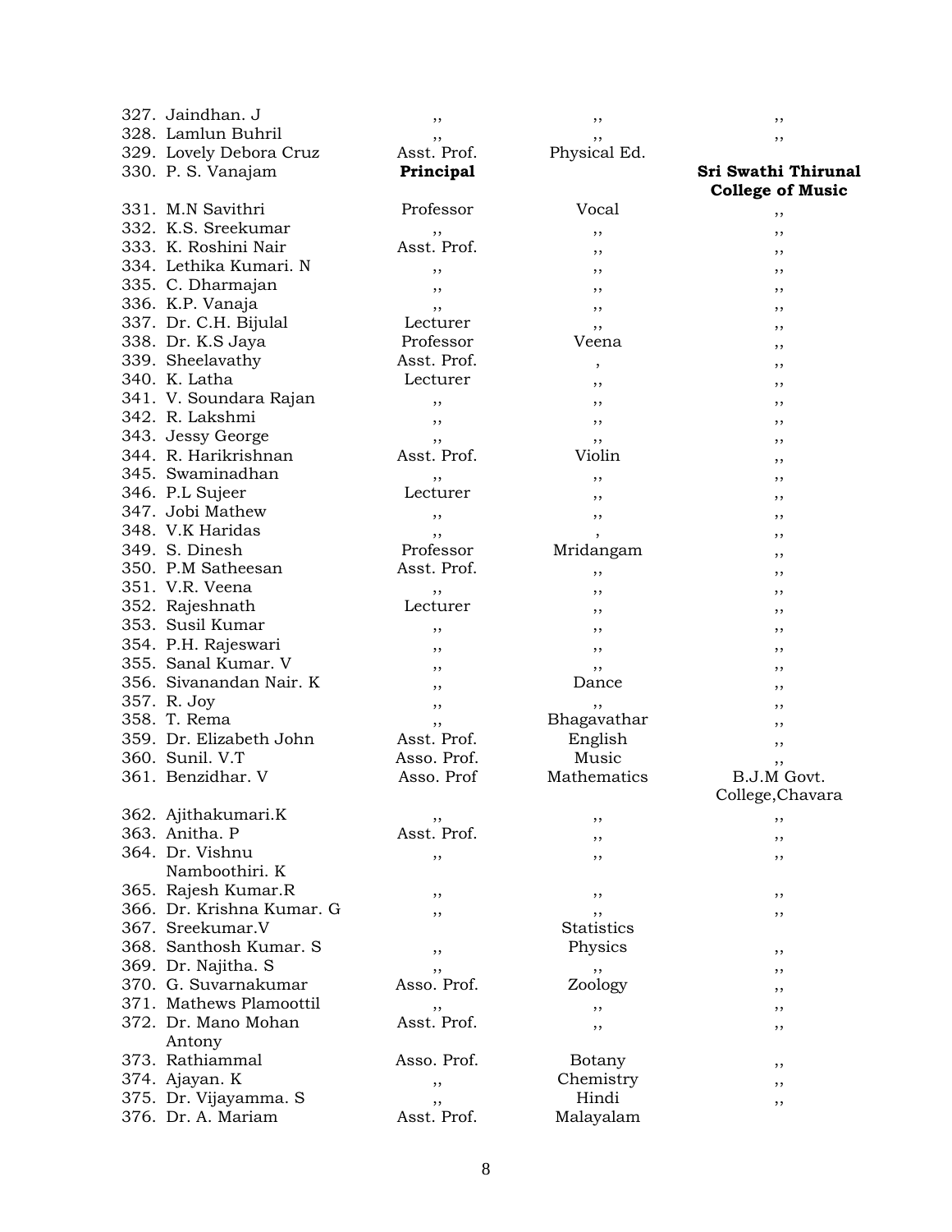| No. | Name | Designation | Subject | College |
|---|---|---|---|---|
| 327. | Jaindhan. J | ,, | ,, | ,, |
| 328. | Lamlun Buhril | ,, | ,, | ,, |
| 329. | Lovely Debora Cruz | Asst. Prof. | Physical Ed. | |
| 330. | P. S. Vanajam | **Principal** | | **Sri Swathi Thirunal College of Music** |
| 331. | M.N Savithri | Professor | Vocal | ,, |
| 332. | K.S. Sreekumar | ,, | ,, | ,, |
| 333. | K. Roshini Nair | Asst. Prof. | ,, | ,, |
| 334. | Lethika Kumari. N | ,, | ,, | ,, |
| 335. | C. Dharmajan | ,, | ,, | ,, |
| 336. | K.P. Vanaja | ,, | ,, | ,, |
| 337. | Dr. C.H. Bijulal | Lecturer | ,, | ,, |
| 338. | Dr. K.S Jaya | Professor | Veena | ,, |
| 339. | Sheelavathy | Asst. Prof. | , | ,, |
| 340. | K. Latha | Lecturer | ,, | ,, |
| 341. | V. Soundara Rajan | ,, | ,, | ,, |
| 342. | R. Lakshmi | ,, | ,, | ,, |
| 343. | Jessy George | ,, | ,, | ,, |
| 344. | R. Harikrishnan | Asst. Prof. | Violin | ,, |
| 345. | Swaminadhan | ,, | ,, | ,, |
| 346. | P.L Sujeer | Lecturer | ,, | ,, |
| 347. | Jobi Mathew | ,, | ,, | ,, |
| 348. | V.K Haridas | ,, | , | ,, |
| 349. | S. Dinesh | Professor | Mridangam | ,, |
| 350. | P.M Satheesan | Asst. Prof. | ,, | ,, |
| 351. | V.R. Veena | ,, | ,, | ,, |
| 352. | Rajeshnath | Lecturer | ,, | ,, |
| 353. | Susil Kumar | ,, | ,, | ,, |
| 354. | P.H. Rajeswari | ,, | ,, | ,, |
| 355. | Sanal Kumar. V | ,, | ,, | ,, |
| 356. | Sivanandan Nair. K | ,, | Dance | ,, |
| 357. | R. Joy | ,, | ,, | ,, |
| 358. | T. Rema | ,, | Bhagavathar | ,, |
| 359. | Dr. Elizabeth John | Asst. Prof. | English | ,, |
| 360. | Sunil. V.T | Asso. Prof. | Music | ,, |
| 361. | Benzidhar. V | Asso. Prof | Mathematics | B.J.M Govt. College,Chavara |
| 362. | Ajithakumari.K | ,, | ,, | ,, |
| 363. | Anitha. P | Asst. Prof. | ,, | ,, |
| 364. | Dr. Vishnu Namboothiri. K | ,, | ,, | ,, |
| 365. | Rajesh Kumar.R | ,, | ,, | ,, |
| 366. | Dr. Krishna Kumar. G | ,, | ,, | ,, |
| 367. | Sreekumar.V | | Statistics | |
| 368. | Santhosh Kumar. S | ,, | Physics | ,, |
| 369. | Dr. Najitha. S | ,, | ,, | ,, |
| 370. | G. Suvarnakumar | Asso. Prof. | Zoology | ,, |
| 371. | Mathews Plamoottil | ,, | ,, | ,, |
| 372. | Dr. Mano Mohan Antony | Asst. Prof. | ,, | ,, |
| 373. | Rathiammal | Asso. Prof. | Botany | ,, |
| 374. | Ajayan. K | ,, | Chemistry | ,, |
| 375. | Dr. Vijayamma. S | ,, | Hindi | ,, |
| 376. | Dr. A. Mariam | Asst. Prof. | Malayalam | |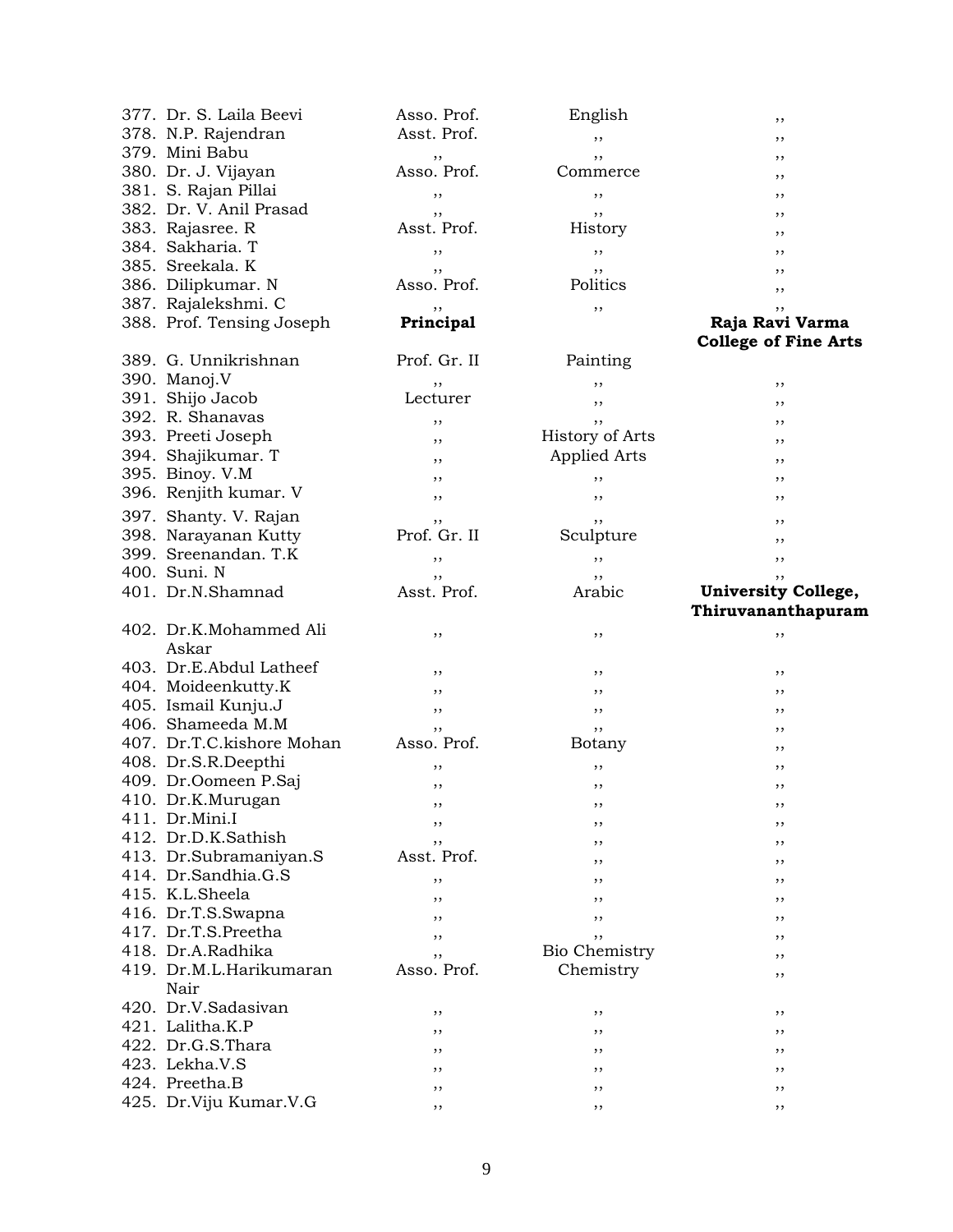| | | | |
|---|---|---|---|
| 377. Dr. S. Laila Beevi | Asso. Prof. | English | ,, |
| 378. N.P. Rajendran | Asst. Prof. | ,, | ,, |
| 379. Mini Babu | ,, | ,, | ,, |
| 380. Dr. J. Vijayan | Asso. Prof. | Commerce | ,, |
| 381. S. Rajan Pillai | ,, | ,, | ,, |
| 382. Dr. V. Anil Prasad | ,, | ,, | ,, |
| 383. Rajasree. R | Asst. Prof. | History | ,, |
| 384. Sakharia. T | ,, | ,, | ,, |
| 385. Sreekala. K | ,, | ,, | ,, |
| 386. Dilipkumar. N | Asso. Prof. | Politics | ,, |
| 387. Rajalekshmi. C | ,, | ,, | ,, |
| 388. Prof. Tensing Joseph | **Principal** | | **Raja Ravi Varma College of Fine Arts** |
| 389. G. Unnikrishnan | Prof. Gr. II | Painting | |
| 390. Manoj.V | ,, | ,, | ,, |
| 391. Shijo Jacob | Lecturer | ,, | ,, |
| 392. R. Shanavas | ,, | ,, | ,, |
| 393. Preeti Joseph | ,, | History of Arts | ,, |
| 394. Shajikumar. T | ,, | Applied Arts | ,, |
| 395. Binoy. V.M | ,, | ,, | ,, |
| 396. Renjith kumar. V | ,, | ,, | ,, |
| 397. Shanty. V. Rajan | ,, | ,, | ,, |
| 398. Narayanan Kutty | Prof. Gr. II | Sculpture | ,, |
| 399. Sreenandan. T.K | ,, | ,, | ,, |
| 400. Suni. N | ,, | ,, | ,, |
| 401. Dr.N.Shamnad | Asst. Prof. | Arabic | **University College, Thiruvananthapuram** |
| 402. Dr.K.Mohammed Ali Askar | ,, | ,, | ,, |
| 403. Dr.E.Abdul Latheef | ,, | ,, | ,, |
| 404. Moideenkutty.K | ,, | ,, | ,, |
| 405. Ismail Kunju.J | ,, | ,, | ,, |
| 406. Shameeda M.M | ,, | ,, | ,, |
| 407. Dr.T.C.kishore Mohan | Asso. Prof. | Botany | ,, |
| 408. Dr.S.R.Deepthi | ,, | ,, | ,, |
| 409. Dr.Oomeen P.Saj | ,, | ,, | ,, |
| 410. Dr.K.Murugan | ,, | ,, | ,, |
| 411. Dr.Mini.I | ,, | ,, | ,, |
| 412. Dr.D.K.Sathish | ,, | ,, | ,, |
| 413. Dr.Subramaniyan.S | Asst. Prof. | ,, | ,, |
| 414. Dr.Sandhia.G.S | ,, | ,, | ,, |
| 415. K.L.Sheela | ,, | ,, | ,, |
| 416. Dr.T.S.Swapna | ,, | ,, | ,, |
| 417. Dr.T.S.Preetha | ,, | ,, | ,, |
| 418. Dr.A.Radhika | ,, | Bio Chemistry | ,, |
| 419. Dr.M.L.Harikumaran Nair | Asso. Prof. | Chemistry | ,, |
| 420. Dr.V.Sadasivan | ,, | ,, | ,, |
| 421. Lalitha.K.P | ,, | ,, | ,, |
| 422. Dr.G.S.Thara | ,, | ,, | ,, |
| 423. Lekha.V.S | ,, | ,, | ,, |
| 424. Preetha.B | ,, | ,, | ,, |
| 425. Dr.Viju Kumar.V.G | ,, | ,, | ,, |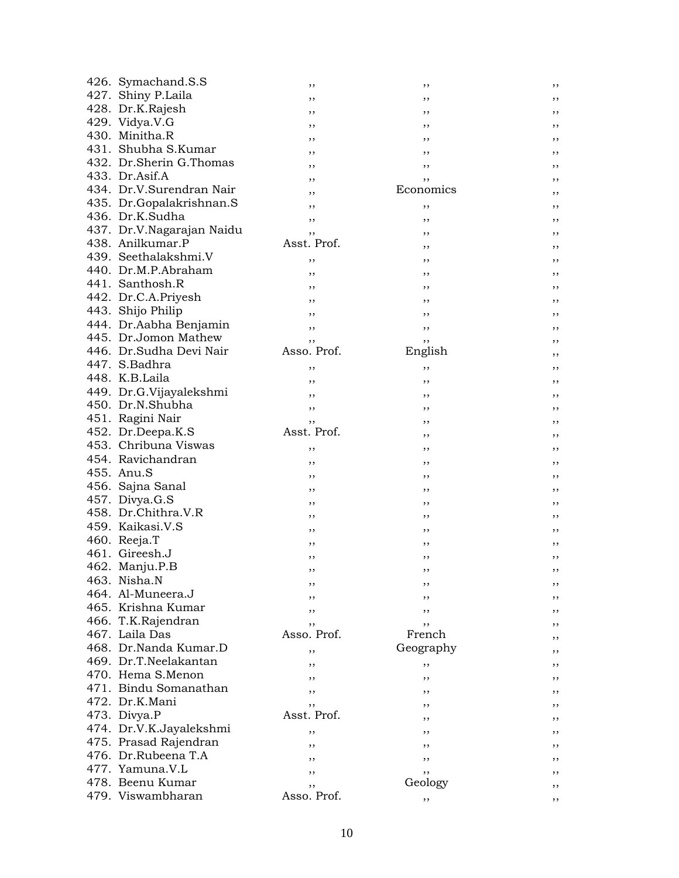| | | | |
|---|---|---|---|
| 426. Symachand.S.S | ,, | ,, | ,, |
| 427. Shiny P.Laila | ,, | ,, | ,, |
| 428. Dr.K.Rajesh | ,, | ,, | ,, |
| 429. Vidya.V.G | ,, | ,, | ,, |
| 430. Minitha.R | ,, | ,, | ,, |
| 431. Shubha S.Kumar | ,, | ,, | ,, |
| 432. Dr.Sherin G.Thomas | ,, | ,, | ,, |
| 433. Dr.Asif.A | ,, | ,, | ,, |
| 434. Dr.V.Surendran Nair | ,, | Economics | ,, |
| 435. Dr.Gopalakrishnan.S | ,, | ,, | ,, |
| 436. Dr.K.Sudha | ,, | ,, | ,, |
| 437. Dr.V.Nagarajan Naidu | ,, | ,, | ,, |
| 438. Anilkumar.P | Asst. Prof. | ,, | ,, |
| 439. Seethalakshmi.V | ,, | ,, | ,, |
| 440. Dr.M.P.Abraham | ,, | ,, | ,, |
| 441. Santhosh.R | ,, | ,, | ,, |
| 442. Dr.C.A.Priyesh | ,, | ,, | ,, |
| 443. Shijo Philip | ,, | ,, | ,, |
| 444. Dr.Aabha Benjamin | ,, | ,, | ,, |
| 445. Dr.Jomon Mathew | ,, | ,, | ,, |
| 446. Dr.Sudha Devi Nair | Asso. Prof. | English | ,, |
| 447. S.Badhra | ,, | ,, | ,, |
| 448. K.B.Laila | ,, | ,, | ,, |
| 449. Dr.G.Vijayalekshmi | ,, | ,, | ,, |
| 450. Dr.N.Shubha | ,, | ,, | ,, |
| 451. Ragini Nair | ,, | ,, | ,, |
| 452. Dr.Deepa.K.S | Asst. Prof. | ,, | ,, |
| 453. Chribuna Viswas | ,, | ,, | ,, |
| 454. Ravichandran | ,, | ,, | ,, |
| 455. Anu.S | ,, | ,, | ,, |
| 456. Sajna Sanal | ,, | ,, | ,, |
| 457. Divya.G.S | ,, | ,, | ,, |
| 458. Dr.Chithra.V.R | ,, | ,, | ,, |
| 459. Kaikasi.V.S | ,, | ,, | ,, |
| 460. Reeja.T | ,, | ,, | ,, |
| 461. Gireesh.J | ,, | ,, | ,, |
| 462. Manju.P.B | ,, | ,, | ,, |
| 463. Nisha.N | ,, | ,, | ,, |
| 464. Al-Muneera.J | ,, | ,, | ,, |
| 465. Krishna Kumar | ,, | ,, | ,, |
| 466. T.K.Rajendran | ,, | ,, | ,, |
| 467. Laila Das | Asso. Prof. | French | ,, |
| 468. Dr.Nanda Kumar.D | ,, | Geography | ,, |
| 469. Dr.T.Neelakantan | ,, | ,, | ,, |
| 470. Hema S.Menon | ,, | ,, | ,, |
| 471. Bindu Somanathan | ,, | ,, | ,, |
| 472. Dr.K.Mani | ,, | ,, | ,, |
| 473. Divya.P | Asst. Prof. | ,, | ,, |
| 474. Dr.V.K.Jayalekshmi | ,, | ,, | ,, |
| 475. Prasad Rajendran | ,, | ,, | ,, |
| 476. Dr.Rubeena T.A | ,, | ,, | ,, |
| 477. Yamuna.V.L | ,, | ,, | ,, |
| 478. Beenu Kumar | ,, | Geology | ,, |
| 479. Viswambharan | Asso. Prof. | ,, | ,, |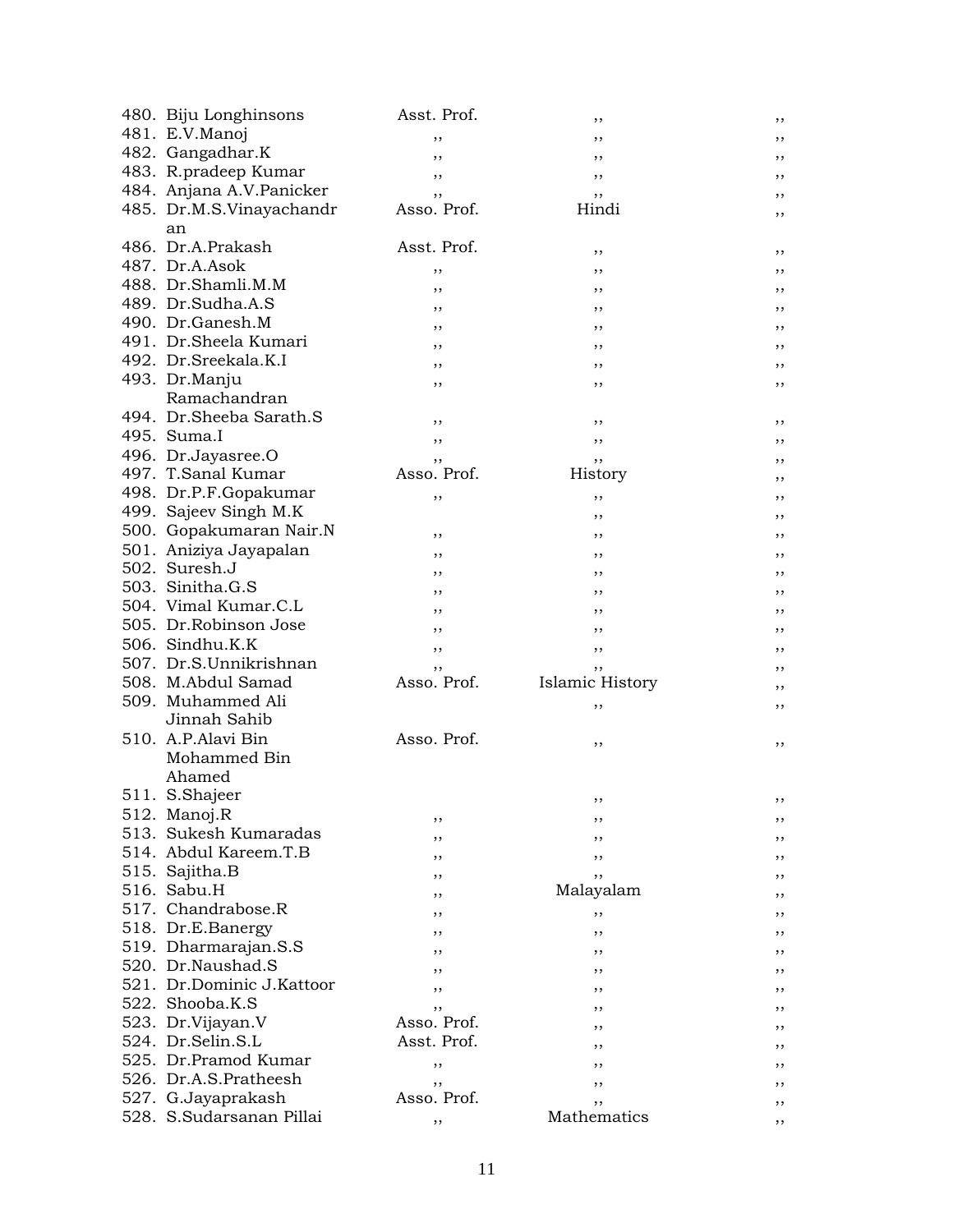| | | | |
|---|---|---|---|
| 480. Biju Longhinsons | Asst. Prof. | ,, | ,, |
| 481. E.V.Manoj | ,, | ,, | ,, |
| 482. Gangadhar.K | ,, | ,, | ,, |
| 483. R.pradeep Kumar | ,, | ,, | ,, |
| 484. Anjana A.V.Panicker | ,, | ,, | ,, |
| 485. Dr.M.S.Vinayachandran | Asso. Prof. | Hindi | ,, |
| 486. Dr.A.Prakash | Asst. Prof. | ,, | ,, |
| 487. Dr.A.Asok | ,, | ,, | ,, |
| 488. Dr.Shamli.M.M | ,, | ,, | ,, |
| 489. Dr.Sudha.A.S | ,, | ,, | ,, |
| 490. Dr.Ganesh.M | ,, | ,, | ,, |
| 491. Dr.Sheela Kumari | ,, | ,, | ,, |
| 492. Dr.Sreekala.K.I | ,, | ,, | ,, |
| 493. Dr.Manju Ramachandran | ,, | ,, | ,, |
| 494. Dr.Sheeba Sarath.S | ,, | ,, | ,, |
| 495. Suma.I | ,, | ,, | ,, |
| 496. Dr.Jayasree.O | ,, | ,, | ,, |
| 497. T.Sanal Kumar | Asso. Prof. | History | ,, |
| 498. Dr.P.F.Gopakumar | ,, | ,, | ,, |
| 499. Sajeev Singh M.K | | ,, | ,, |
| 500. Gopakumaran Nair.N | ,, | ,, | ,, |
| 501. Aniziya Jayapalan | ,, | ,, | ,, |
| 502. Suresh.J | ,, | ,, | ,, |
| 503. Sinitha.G.S | ,, | ,, | ,, |
| 504. Vimal Kumar.C.L | ,, | ,, | ,, |
| 505. Dr.Robinson Jose | ,, | ,, | ,, |
| 506. Sindhu.K.K | ,, | ,, | ,, |
| 507. Dr.S.Unnikrishnan | ,, | ,, | ,, |
| 508. M.Abdul Samad | Asso. Prof. | Islamic History | ,, |
| 509. Muhammed Ali Jinnah Sahib | | ,, | ,, |
| 510. A.P.Alavi Bin Mohammed Bin Ahamed | Asso. Prof. | ,, | ,, |
| 511. S.Shajeer | | ,, | ,, |
| 512. Manoj.R | ,, | ,, | ,, |
| 513. Sukesh Kumaradas | ,, | ,, | ,, |
| 514. Abdul Kareem.T.B | ,, | ,, | ,, |
| 515. Sajitha.B | ,, | ,, | ,, |
| 516. Sabu.H | ,, | Malayalam | ,, |
| 517. Chandrabose.R | ,, | ,, | ,, |
| 518. Dr.E.Banergy | ,, | ,, | ,, |
| 519. Dharmarajan.S.S | ,, | ,, | ,, |
| 520. Dr.Naushad.S | ,, | ,, | ,, |
| 521. Dr.Dominic J.Kattoor | ,, | ,, | ,, |
| 522. Shooba.K.S | ,, | ,, | ,, |
| 523. Dr.Vijayan.V | Asso. Prof. | ,, | ,, |
| 524. Dr.Selin.S.L | Asst. Prof. | ,, | ,, |
| 525. Dr.Pramod Kumar | ,, | ,, | ,, |
| 526. Dr.A.S.Pratheesh | ,, | ,, | ,, |
| 527. G.Jayaprakash | Asso. Prof. | ,, | ,, |
| 528. S.Sudarsanan Pillai | ,, | Mathematics | ,, |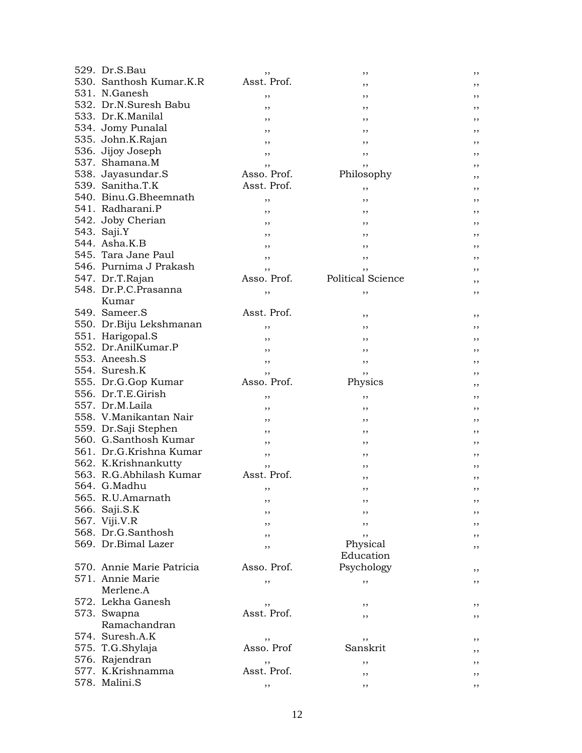| | | | |
|---|---|---|---|
| 529. Dr.S.Bau | ,, | ,, | ,, |
| 530. Santhosh Kumar.K.R | Asst. Prof. | ,, | ,, |
| 531. N.Ganesh | ,, | ,, | ,, |
| 532. Dr.N.Suresh Babu | ,, | ,, | ,, |
| 533. Dr.K.Manilal | ,, | ,, | ,, |
| 534. Jomy Punalal | ,, | ,, | ,, |
| 535. John.K.Rajan | ,, | ,, | ,, |
| 536. Jijoy Joseph | ,, | ,, | ,, |
| 537. Shamana.M | ,, | ,, | ,, |
| 538. Jayasundar.S | Asso. Prof. | Philosophy | ,, |
| 539. Sanitha.T.K | Asst. Prof. | ,, | ,, |
| 540. Binu.G.Bheemnath | ,, | ,, | ,, |
| 541. Radharani.P | ,, | ,, | ,, |
| 542. Joby Cherian | ,, | ,, | ,, |
| 543. Saji.Y | ,, | ,, | ,, |
| 544. Asha.K.B | ,, | ,, | ,, |
| 545. Tara Jane Paul | ,, | ,, | ,, |
| 546. Purnima J Prakash | ,, | ,, | ,, |
| 547. Dr.T.Rajan | Asso. Prof. | Political Science | ,, |
| 548. Dr.P.C.Prasanna Kumar | ,, | ,, | ,, |
| 549. Sameer.S | Asst. Prof. | ,, | ,, |
| 550. Dr.Biju Lekshmanan | ,, | ,, | ,, |
| 551. Harigopal.S | ,, | ,, | ,, |
| 552. Dr.AnilKumar.P | ,, | ,, | ,, |
| 553. Aneesh.S | ,, | ,, | ,, |
| 554. Suresh.K | ,, | ,, | ,, |
| 555. Dr.G.Gop Kumar | Asso. Prof. | Physics | ,, |
| 556. Dr.T.E.Girish | ,, | ,, | ,, |
| 557. Dr.M.Laila | ,, | ,, | ,, |
| 558. V.Manikantan Nair | ,, | ,, | ,, |
| 559. Dr.Saji Stephen | ,, | ,, | ,, |
| 560. G.Santhosh Kumar | ,, | ,, | ,, |
| 561. Dr.G.Krishna Kumar | ,, | ,, | ,, |
| 562. K.Krishnankutty | ,, | ,, | ,, |
| 563. R.G.Abhilash Kumar | Asst. Prof. | ,, | ,, |
| 564. G.Madhu | ,, | ,, | ,, |
| 565. R.U.Amarnath | ,, | ,, | ,, |
| 566. Saji.S.K | ,, | ,, | ,, |
| 567. Viji.V.R | ,, | ,, | ,, |
| 568. Dr.G.Santhosh | ,, | ,, | ,, |
| 569. Dr.Bimal Lazer | ,, | Physical Education | ,, |
| 570. Annie Marie Patricia | Asso. Prof. | Psychology | ,, |
| 571. Annie Marie Merlene.A | ,, | ,, | ,, |
| 572. Lekha Ganesh | ,, | ,, | ,, |
| 573. Swapna Ramachandran | Asst. Prof. | ,, | ,, |
| 574. Suresh.A.K | ,, | ,, | ,, |
| 575. T.G.Shylaja | Asso. Prof | Sanskrit | ,, |
| 576. Rajendran | ,, | ,, | ,, |
| 577. K.Krishnamma | Asst. Prof. | ,, | ,, |
| 578. Malini.S | ,, | ,, | ,, |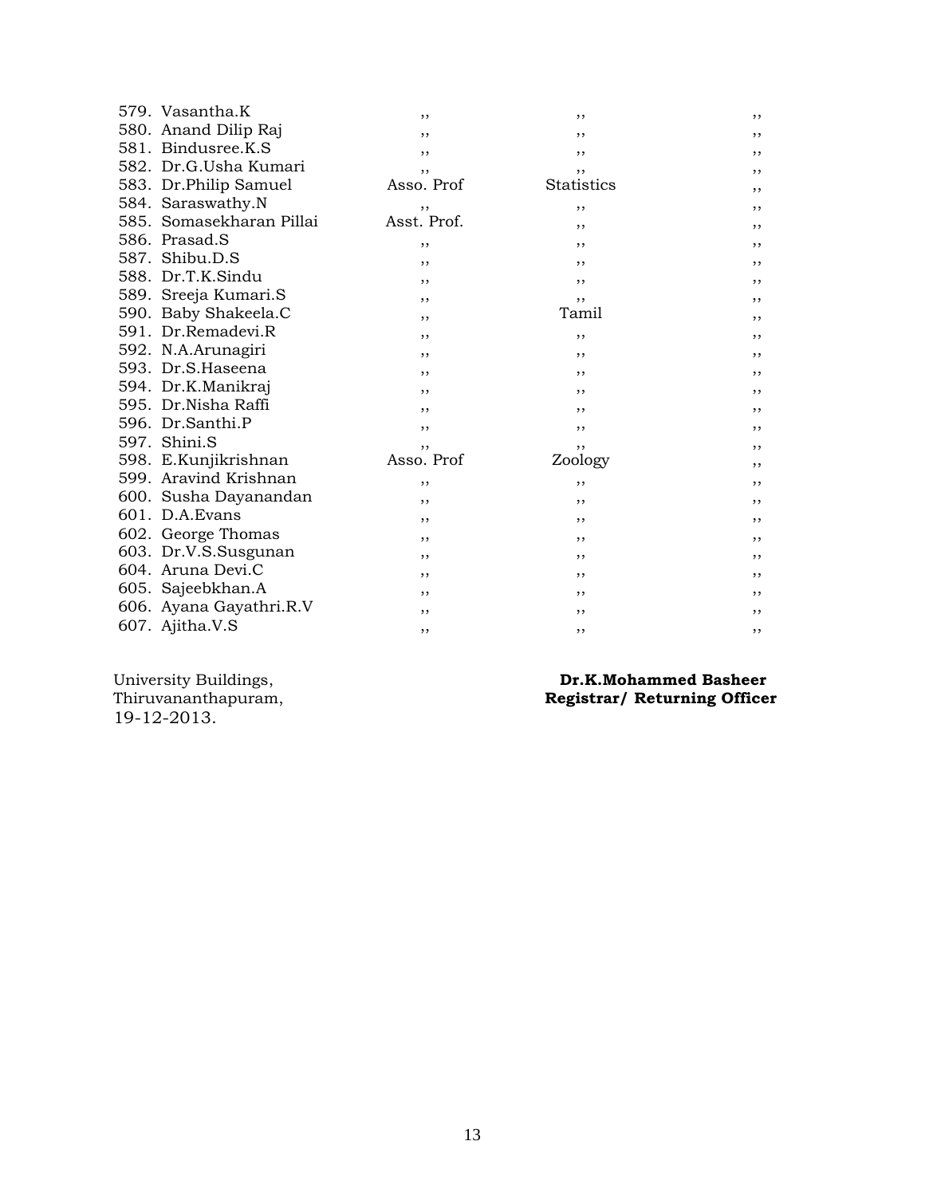| | | | |
|---|---|---|---|
| 579. Vasantha.K | ,, | ,, | ,, |
| 580. Anand Dilip Raj | ,, | ,, | ,, |
| 581. Bindusree.K.S | ,, | ,, | ,, |
| 582. Dr.G.Usha Kumari | ,, | ,, | ,, |
| 583. Dr.Philip Samuel | Asso. Prof | Statistics | ,, |
| 584. Saraswathy.N | ,, | ,, | ,, |
| 585. Somasekharan Pillai | Asst. Prof. | ,, | ,, |
| 586. Prasad.S | ,, | ,, | ,, |
| 587. Shibu.D.S | ,, | ,, | ,, |
| 588. Dr.T.K.Sindu | ,, | ,, | ,, |
| 589. Sreeja Kumari.S | ,, | ,, | ,, |
| 590. Baby Shakeela.C | ,, | Tamil | ,, |
| 591. Dr.Remadevi.R | ,, | ,, | ,, |
| 592. N.A.Arunagiri | ,, | ,, | ,, |
| 593. Dr.S.Haseena | ,, | ,, | ,, |
| 594. Dr.K.Manikraj | ,, | ,, | ,, |
| 595. Dr.Nisha Raffi | ,, | ,, | ,, |
| 596. Dr.Santhi.P | ,, | ,, | ,, |
| 597. Shini.S | ,, | ,, | ,, |
| 598. E.Kunjikrishnan | Asso. Prof | Zoology | ,, |
| 599. Aravind Krishnan | ,, | ,, | ,, |
| 600. Susha Dayanandan | ,, | ,, | ,, |
| 601. D.A.Evans | ,, | ,, | ,, |
| 602. George Thomas | ,, | ,, | ,, |
| 603. Dr.V.S.Susgunan | ,, | ,, | ,, |
| 604. Aruna Devi.C | ,, | ,, | ,, |
| 605. Sajeebkhan.A | ,, | ,, | ,, |
| 606. Ayana Gayathri.R.V | ,, | ,, | ,, |
| 607. Ajitha.V.S | ,, | ,, | ,, |

University Buildings,
Thiruvananthapuram,
19-12-2013.

**Dr.K.Mohammed Basheer**
**Registrar/ Returning Officer**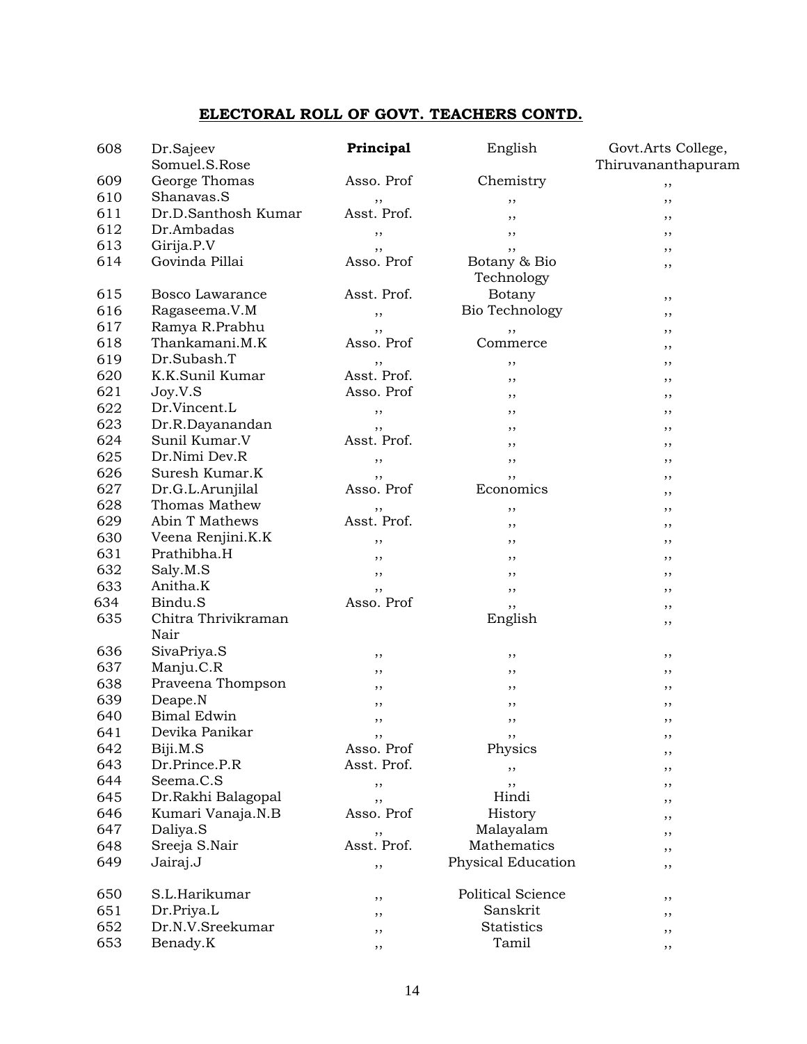## ELECTORAL ROLL OF GOVT. TEACHERS CONTD.

| | | | | |
|---|---|---|---|---|
| 608 | Dr.Sajeev Somuel.S.Rose | **Principal** | English | Govt.Arts College, Thiruvananthapuram |
| 609 | George Thomas | Asso. Prof | Chemistry | ,, |
| 610 | Shanavas.S | ,, | ,, | ,, |
| 611 | Dr.D.Santhosh Kumar | Asst. Prof. | ,, | ,, |
| 612 | Dr.Ambadas | ,, | ,, | ,, |
| 613 | Girija.P.V | ,, | ,, | ,, |
| 614 | Govinda Pillai | Asso. Prof | Botany & Bio Technology | ,, |
| 615 | Bosco Lawarance | Asst. Prof. | Botany | ,, |
| 616 | Ragaseema.V.M | ,, | Bio Technology | ,, |
| 617 | Ramya R.Prabhu | ,, | ,, | ,, |
| 618 | Thankamani.M.K | Asso. Prof | Commerce | ,, |
| 619 | Dr.Subash.T | ,, | ,, | ,, |
| 620 | K.K.Sunil Kumar | Asst. Prof. | ,, | ,, |
| 621 | Joy.V.S | Asso. Prof | ,, | ,, |
| 622 | Dr.Vincent.L | ,, | ,, | ,, |
| 623 | Dr.R.Dayanandan | ,, | ,, | ,, |
| 624 | Sunil Kumar.V | Asst. Prof. | ,, | ,, |
| 625 | Dr.Nimi Dev.R | ,, | ,, | ,, |
| 626 | Suresh Kumar.K | ,, | ,, | ,, |
| 627 | Dr.G.L.Arunjilal | Asso. Prof | Economics | ,, |
| 628 | Thomas Mathew | ,, | ,, | ,, |
| 629 | Abin T Mathews | Asst. Prof. | ,, | ,, |
| 630 | Veena Renjini.K.K | ,, | ,, | ,, |
| 631 | Prathibha.H | ,, | ,, | ,, |
| 632 | Saly.M.S | ,, | ,, | ,, |
| 633 | Anitha.K | ,, | ,, | ,, |
| 634 | Bindu.S | Asso. Prof | ,, | ,, |
| 635 | Chitra Thrivikraman Nair | | English | ,, |
| 636 | SivaPriya.S | ,, | ,, | ,, |
| 637 | Manju.C.R | ,, | ,, | ,, |
| 638 | Praveena Thompson | ,, | ,, | ,, |
| 639 | Deape.N | ,, | ,, | ,, |
| 640 | Bimal Edwin | ,, | ,, | ,, |
| 641 | Devika Panikar | ,, | ,, | ,, |
| 642 | Biji.M.S | Asso. Prof | Physics | ,, |
| 643 | Dr.Prince.P.R | Asst. Prof. | ,, | ,, |
| 644 | Seema.C.S | ,, | ,, | ,, |
| 645 | Dr.Rakhi Balagopal | ,, | Hindi | ,, |
| 646 | Kumari Vanaja.N.B | Asso. Prof | History | ,, |
| 647 | Daliya.S | ,, | Malayalam | ,, |
| 648 | Sreeja S.Nair | Asst. Prof. | Mathematics | ,, |
| 649 | Jairaj.J | ,, | Physical Education | ,, |
| 650 | S.L.Harikumar | ,, | Political Science | ,, |
| 651 | Dr.Priya.L | ,, | Sanskrit | ,, |
| 652 | Dr.N.V.Sreekumar | ,, | Statistics | ,, |
| 653 | Benady.K | ,, | Tamil | ,, |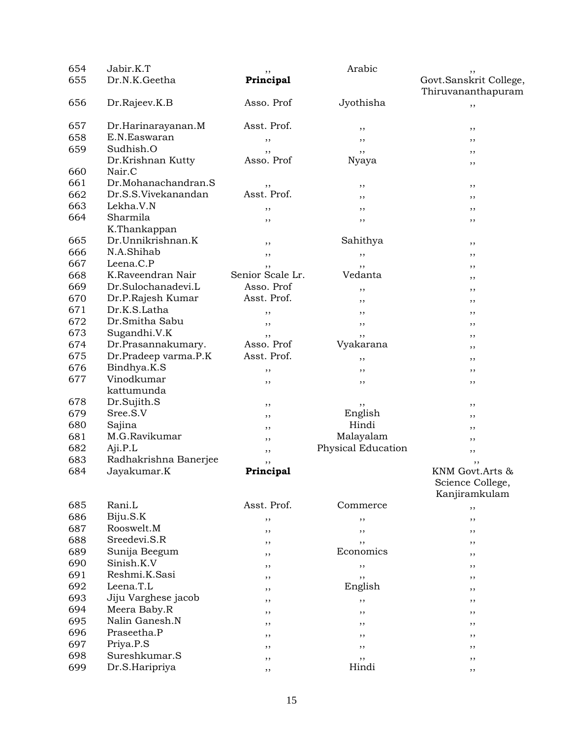| | | | | |
|---|---|---|---|---|
| 654 | Jabir.K.T | ,, | Arabic | ,, |
| 655 | Dr.N.K.Geetha | **Principal** | | Govt.Sanskrit College, Thiruvananthapuram |
| 656 | Dr.Rajeev.K.B | Asso. Prof | Jyothisha | ,, |
| 657 | Dr.Harinarayanan.M | Asst. Prof. | ,, | ,, |
| 658 | E.N.Easwaran | ,, | ,, | ,, |
| 659 | Sudhish.O | ,, | ,, | ,, |
| 660 | Dr.Krishnan Kutty Nair.C | Asso. Prof | Nyaya | ,, |
| 661 | Dr.Mohanachandran.S | ,, | ,, | ,, |
| 662 | Dr.S.S.Vivekanandan | Asst. Prof. | ,, | ,, |
| 663 | Lekha.V.N | ,, | ,, | ,, |
| 664 | Sharmila K.Thankappan | ,, | ,, | ,, |
| 665 | Dr.Unnikrishnan.K | ,, | Sahithya | ,, |
| 666 | N.A.Shihab | ,, | ,, | ,, |
| 667 | Leena.C.P | ,, | ,, | ,, |
| 668 | K.Raveendran Nair | Senior Scale Lr. | Vedanta | ,, |
| 669 | Dr.Sulochanadevi.L | Asso. Prof | ,, | ,, |
| 670 | Dr.P.Rajesh Kumar | Asst. Prof. | ,, | ,, |
| 671 | Dr.K.S.Latha | ,, | ,, | ,, |
| 672 | Dr.Smitha Sabu | ,, | ,, | ,, |
| 673 | Sugandhi.V.K | ,, | ,, | ,, |
| 674 | Dr.Prasannakumary. | Asso. Prof | Vyakarana | ,, |
| 675 | Dr.Pradeep varma.P.K | Asst. Prof. | ,, | ,, |
| 676 | Bindhya.K.S | ,, | ,, | ,, |
| 677 | Vinodkumar kattumunda | ,, | ,, | ,, |
| 678 | Dr.Sujith.S | ,, | ,, | ,, |
| 679 | Sree.S.V | ,, | English | ,, |
| 680 | Sajina | ,, | Hindi | ,, |
| 681 | M.G.Ravikumar | ,, | Malayalam | ,, |
| 682 | Aji.P.L | ,, | Physical Education | ,, |
| 683 | Radhakrishna Banerjee | ,, | | ,, |
| 684 | Jayakumar.K | **Principal** | | KNM Govt.Arts & Science College, Kanjiramkulam |
| 685 | Rani.L | Asst. Prof. | Commerce | ,, |
| 686 | Biju.S.K | ,, | ,, | ,, |
| 687 | Rooswelt.M | ,, | ,, | ,, |
| 688 | Sreedevi.S.R | ,, | ,, | ,, |
| 689 | Sunija Beegum | ,, | Economics | ,, |
| 690 | Sinish.K.V | ,, | ,, | ,, |
| 691 | Reshmi.K.Sasi | ,, | ,, | ,, |
| 692 | Leena.T.L | ,, | English | ,, |
| 693 | Jiju Varghese jacob | ,, | ,, | ,, |
| 694 | Meera Baby.R | ,, | ,, | ,, |
| 695 | Nalin Ganesh.N | ,, | ,, | ,, |
| 696 | Praseetha.P | ,, | ,, | ,, |
| 697 | Priya.P.S | ,, | ,, | ,, |
| 698 | Sureshkumar.S | ,, | ,, | ,, |
| 699 | Dr.S.Haripriya | ,, | Hindi | ,, |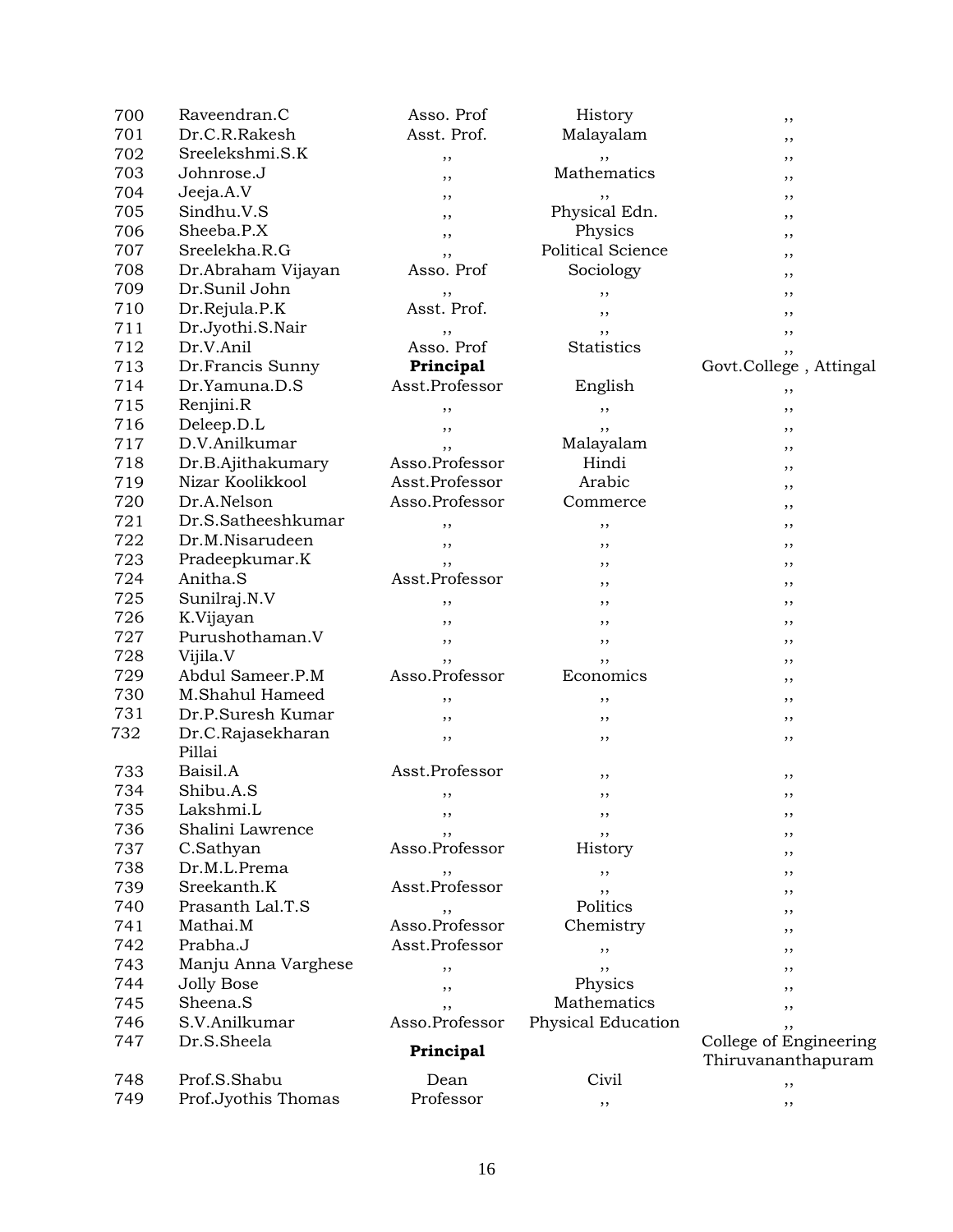| | | | | |
|---|---|---|---|---|
| 700 | Raveendran.C | Asso. Prof | History | ,, |
| 701 | Dr.C.R.Rakesh | Asst. Prof. | Malayalam | ,, |
| 702 | Sreelekshmi.S.K | ,, | ,, | ,, |
| 703 | Johnrose.J | ,, | Mathematics | ,, |
| 704 | Jeeja.A.V | ,, | ,, | ,, |
| 705 | Sindhu.V.S | ,, | Physical Edn. | ,, |
| 706 | Sheeba.P.X | ,, | Physics | ,, |
| 707 | Sreelekha.R.G | ,, | Political Science | ,, |
| 708 | Dr.Abraham Vijayan | Asso. Prof | Sociology | ,, |
| 709 | Dr.Sunil John | ,, | ,, | ,, |
| 710 | Dr.Rejula.P.K | Asst. Prof. | ,, | ,, |
| 711 | Dr.Jyothi.S.Nair | ,, | ,, | ,, |
| 712 | Dr.V.Anil | Asso. Prof | Statistics | ,, |
| 713 | Dr.Francis Sunny | **Principal** | | Govt.College , Attingal |
| 714 | Dr.Yamuna.D.S | Asst.Professor | English | ,, |
| 715 | Renjini.R | ,, | ,, | ,, |
| 716 | Deleep.D.L | ,, | ,, | ,, |
| 717 | D.V.Anilkumar | ,, | Malayalam | ,, |
| 718 | Dr.B.Ajithakumary | Asso.Professor | Hindi | ,, |
| 719 | Nizar Koolikkool | Asst.Professor | Arabic | ,, |
| 720 | Dr.A.Nelson | Asso.Professor | Commerce | ,, |
| 721 | Dr.S.Satheeshkumar | ,, | ,, | ,, |
| 722 | Dr.M.Nisarudeen | ,, | ,, | ,, |
| 723 | Pradeepkumar.K | ,, | ,, | ,, |
| 724 | Anitha.S | Asst.Professor | ,, | ,, |
| 725 | Sunilraj.N.V | ,, | ,, | ,, |
| 726 | K.Vijayan | ,, | ,, | ,, |
| 727 | Purushothaman.V | ,, | ,, | ,, |
| 728 | Vijila.V | ,, | ,, | ,, |
| 729 | Abdul Sameer.P.M | Asso.Professor | Economics | ,, |
| 730 | M.Shahul Hameed | ,, | ,, | ,, |
| 731 | Dr.P.Suresh Kumar | ,, | ,, | ,, |
| 732 | Dr.C.Rajasekharan Pillai | ,, | ,, | ,, |
| 733 | Baisil.A | Asst.Professor | ,, | ,, |
| 734 | Shibu.A.S | ,, | ,, | ,, |
| 735 | Lakshmi.L | ,, | ,, | ,, |
| 736 | Shalini Lawrence | ,, | ,, | ,, |
| 737 | C.Sathyan | Asso.Professor | History | ,, |
| 738 | Dr.M.L.Prema | ,, | ,, | ,, |
| 739 | Sreekanth.K | Asst.Professor | ,, | ,, |
| 740 | Prasanth Lal.T.S | ,, | Politics | ,, |
| 741 | Mathai.M | Asso.Professor | Chemistry | ,, |
| 742 | Prabha.J | Asst.Professor | ,, | ,, |
| 743 | Manju Anna Varghese | ,, | ,, | ,, |
| 744 | Jolly Bose | ,, | Physics | ,, |
| 745 | Sheena.S | ,, | Mathematics | ,, |
| 746 | S.V.Anilkumar | Asso.Professor | Physical Education | ,, |
| 747 | Dr.S.Sheela | **Principal** | | College of Engineering Thiruvananthapuram |
| 748 | Prof.S.Shabu | Dean | Civil | ,, |
| 749 | Prof.Jyothis Thomas | Professor | ,, | ,, |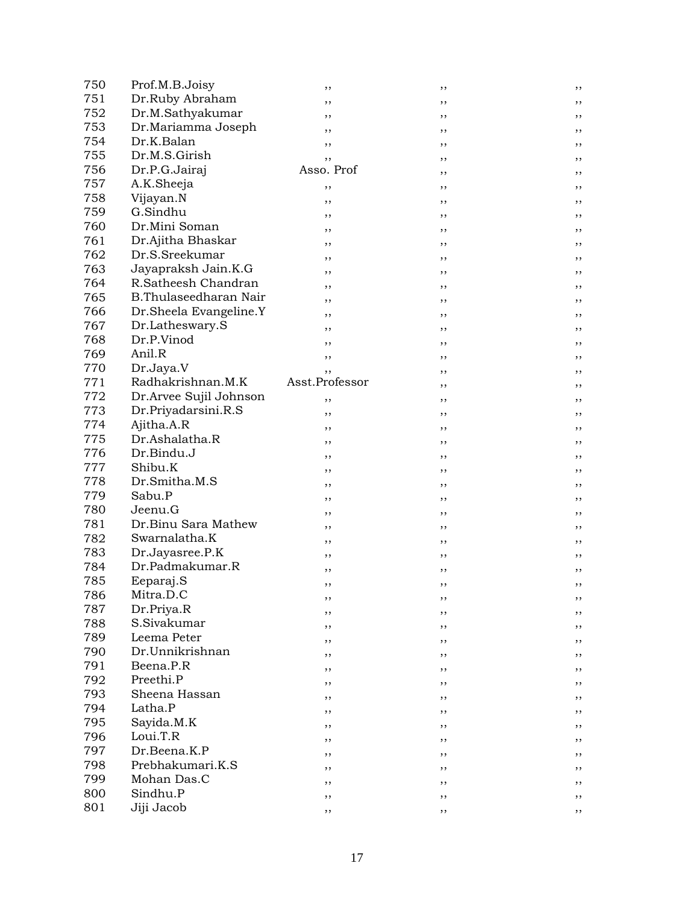| | | | | |
|---|---|---|---|---|
| 750 | Prof.M.B.Joisy | ,, | ,, | ,, |
| 751 | Dr.Ruby Abraham | ,, | ,, | ,, |
| 752 | Dr.M.Sathyakumar | ,, | ,, | ,, |
| 753 | Dr.Mariamma Joseph | ,, | ,, | ,, |
| 754 | Dr.K.Balan | ,, | ,, | ,, |
| 755 | Dr.M.S.Girish | ,, | ,, | ,, |
| 756 | Dr.P.G.Jairaj | Asso. Prof | ,, | ,, |
| 757 | A.K.Sheeja | ,, | ,, | ,, |
| 758 | Vijayan.N | ,, | ,, | ,, |
| 759 | G.Sindhu | ,, | ,, | ,, |
| 760 | Dr.Mini Soman | ,, | ,, | ,, |
| 761 | Dr.Ajitha Bhaskar | ,, | ,, | ,, |
| 762 | Dr.S.Sreekumar | ,, | ,, | ,, |
| 763 | Jayapraksh Jain.K.G | ,, | ,, | ,, |
| 764 | R.Satheesh Chandran | ,, | ,, | ,, |
| 765 | B.Thulaseedharan Nair | ,, | ,, | ,, |
| 766 | Dr.Sheela Evangeline.Y | ,, | ,, | ,, |
| 767 | Dr.Latheswary.S | ,, | ,, | ,, |
| 768 | Dr.P.Vinod | ,, | ,, | ,, |
| 769 | Anil.R | ,, | ,, | ,, |
| 770 | Dr.Jaya.V | ,, | ,, | ,, |
| 771 | Radhakrishnan.M.K | Asst.Professor | ,, | ,, |
| 772 | Dr.Arvee Sujil Johnson | ,, | ,, | ,, |
| 773 | Dr.Priyadarsini.R.S | ,, | ,, | ,, |
| 774 | Ajitha.A.R | ,, | ,, | ,, |
| 775 | Dr.Ashalatha.R | ,, | ,, | ,, |
| 776 | Dr.Bindu.J | ,, | ,, | ,, |
| 777 | Shibu.K | ,, | ,, | ,, |
| 778 | Dr.Smitha.M.S | ,, | ,, | ,, |
| 779 | Sabu.P | ,, | ,, | ,, |
| 780 | Jeenu.G | ,, | ,, | ,, |
| 781 | Dr.Binu Sara Mathew | ,, | ,, | ,, |
| 782 | Swarnalatha.K | ,, | ,, | ,, |
| 783 | Dr.Jayasree.P.K | ,, | ,, | ,, |
| 784 | Dr.Padmakumar.R | ,, | ,, | ,, |
| 785 | Eeparaj.S | ,, | ,, | ,, |
| 786 | Mitra.D.C | ,, | ,, | ,, |
| 787 | Dr.Priya.R | ,, | ,, | ,, |
| 788 | S.Sivakumar | ,, | ,, | ,, |
| 789 | Leema Peter | ,, | ,, | ,, |
| 790 | Dr.Unnikrishnan | ,, | ,, | ,, |
| 791 | Beena.P.R | ,, | ,, | ,, |
| 792 | Preethi.P | ,, | ,, | ,, |
| 793 | Sheena Hassan | ,, | ,, | ,, |
| 794 | Latha.P | ,, | ,, | ,, |
| 795 | Sayida.M.K | ,, | ,, | ,, |
| 796 | Loui.T.R | ,, | ,, | ,, |
| 797 | Dr.Beena.K.P | ,, | ,, | ,, |
| 798 | Prebhakumari.K.S | ,, | ,, | ,, |
| 799 | Mohan Das.C | ,, | ,, | ,, |
| 800 | Sindhu.P | ,, | ,, | ,, |
| 801 | Jiji Jacob | ,, | ,, | ,, |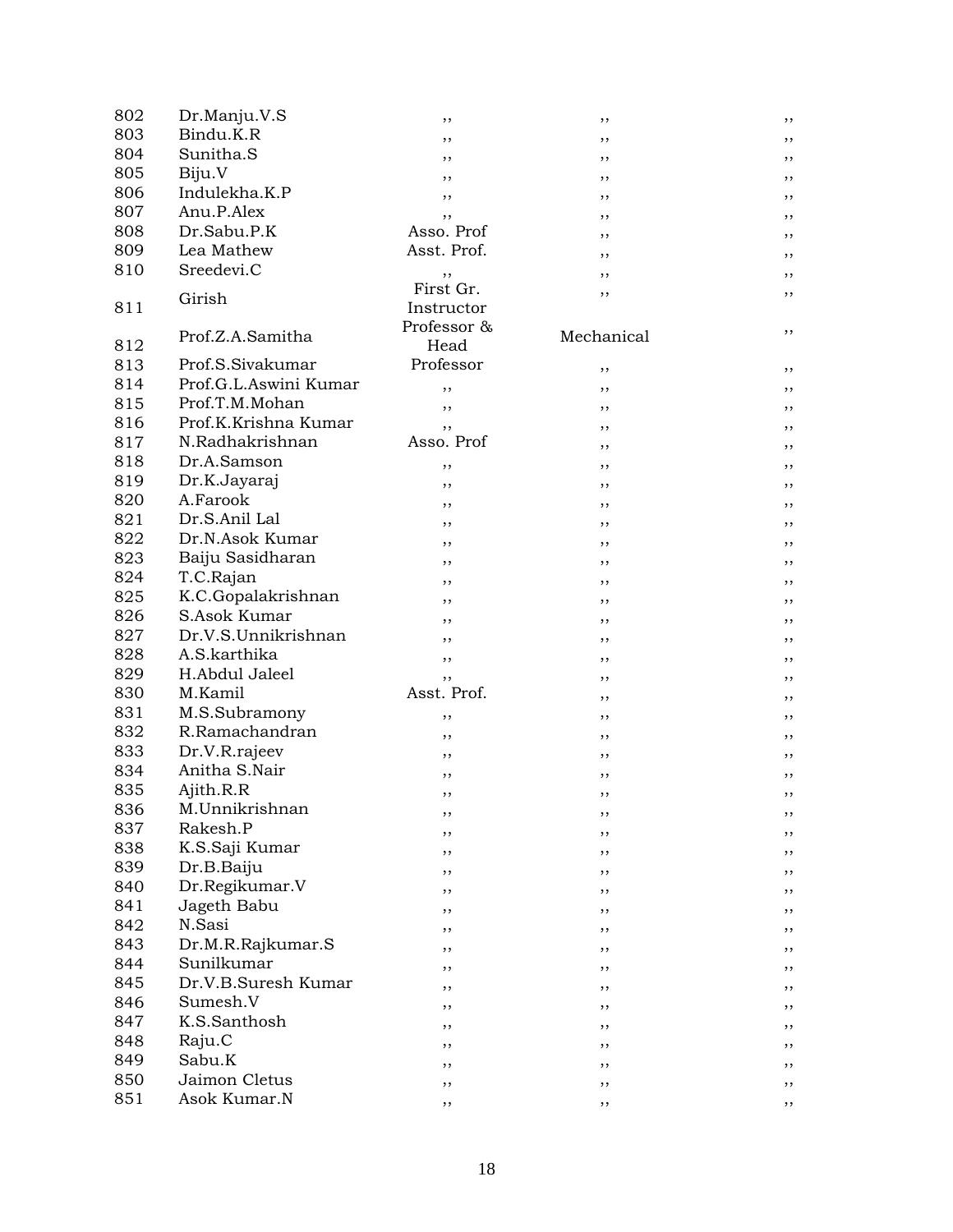| | | | | |
|---|---|---|---|---|
| 802 | Dr.Manju.V.S | ,, | ,, | ,, |
| 803 | Bindu.K.R | ,, | ,, | ,, |
| 804 | Sunitha.S | ,, | ,, | ,, |
| 805 | Biju.V | ,, | ,, | ,, |
| 806 | Indulekha.K.P | ,, | ,, | ,, |
| 807 | Anu.P.Alex | ,, | ,, | ,, |
| 808 | Dr.Sabu.P.K | Asso. Prof | ,, | ,, |
| 809 | Lea Mathew | Asst. Prof. | ,, | ,, |
| 810 | Sreedevi.C | ,, | ,, | ,, |
| 811 | Girish | First Gr. Instructor | ,, | ,, |
| 812 | Prof.Z.A.Samitha | Professor & Head | Mechanical | ,, |
| 813 | Prof.S.Sivakumar | Professor | ,, | ,, |
| 814 | Prof.G.L.Aswini Kumar | ,, | ,, | ,, |
| 815 | Prof.T.M.Mohan | ,, | ,, | ,, |
| 816 | Prof.K.Krishna Kumar | ,, | ,, | ,, |
| 817 | N.Radhakrishnan | Asso. Prof | ,, | ,, |
| 818 | Dr.A.Samson | ,, | ,, | ,, |
| 819 | Dr.K.Jayaraj | ,, | ,, | ,, |
| 820 | A.Farook | ,, | ,, | ,, |
| 821 | Dr.S.Anil Lal | ,, | ,, | ,, |
| 822 | Dr.N.Asok Kumar | ,, | ,, | ,, |
| 823 | Baiju Sasidharan | ,, | ,, | ,, |
| 824 | T.C.Rajan | ,, | ,, | ,, |
| 825 | K.C.Gopalakrishnan | ,, | ,, | ,, |
| 826 | S.Asok Kumar | ,, | ,, | ,, |
| 827 | Dr.V.S.Unnikrishnan | ,, | ,, | ,, |
| 828 | A.S.karthika | ,, | ,, | ,, |
| 829 | H.Abdul Jaleel | ,, | ,, | ,, |
| 830 | M.Kamil | Asst. Prof. | ,, | ,, |
| 831 | M.S.Subramony | ,, | ,, | ,, |
| 832 | R.Ramachandran | ,, | ,, | ,, |
| 833 | Dr.V.R.rajeev | ,, | ,, | ,, |
| 834 | Anitha S.Nair | ,, | ,, | ,, |
| 835 | Ajith.R.R | ,, | ,, | ,, |
| 836 | M.Unnikrishnan | ,, | ,, | ,, |
| 837 | Rakesh.P | ,, | ,, | ,, |
| 838 | K.S.Saji Kumar | ,, | ,, | ,, |
| 839 | Dr.B.Baiju | ,, | ,, | ,, |
| 840 | Dr.Regikumar.V | ,, | ,, | ,, |
| 841 | Jageth Babu | ,, | ,, | ,, |
| 842 | N.Sasi | ,, | ,, | ,, |
| 843 | Dr.M.R.Rajkumar.S | ,, | ,, | ,, |
| 844 | Sunilkumar | ,, | ,, | ,, |
| 845 | Dr.V.B.Suresh Kumar | ,, | ,, | ,, |
| 846 | Sumesh.V | ,, | ,, | ,, |
| 847 | K.S.Santhosh | ,, | ,, | ,, |
| 848 | Raju.C | ,, | ,, | ,, |
| 849 | Sabu.K | ,, | ,, | ,, |
| 850 | Jaimon Cletus | ,, | ,, | ,, |
| 851 | Asok Kumar.N | ,, | ,, | ,, |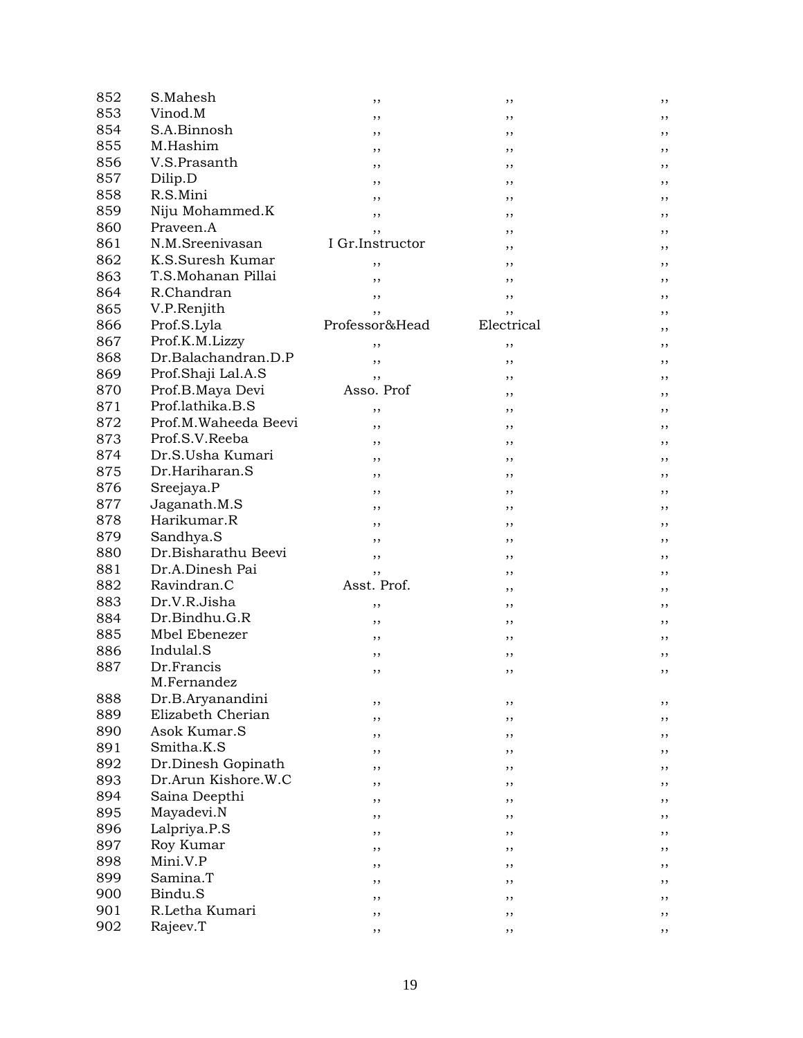| | | | | |
|---|---|---|---|---|
| 852 | S.Mahesh | ,, | ,, | ,, |
| 853 | Vinod.M | ,, | ,, | ,, |
| 854 | S.A.Binnosh | ,, | ,, | ,, |
| 855 | M.Hashim | ,, | ,, | ,, |
| 856 | V.S.Prasanth | ,, | ,, | ,, |
| 857 | Dilip.D | ,, | ,, | ,, |
| 858 | R.S.Mini | ,, | ,, | ,, |
| 859 | Niju Mohammed.K | ,, | ,, | ,, |
| 860 | Praveen.A | ,, | ,, | ,, |
| 861 | N.M.Sreenivasan | I Gr.Instructor | ,, | ,, |
| 862 | K.S.Suresh Kumar | ,, | ,, | ,, |
| 863 | T.S.Mohanan Pillai | ,, | ,, | ,, |
| 864 | R.Chandran | ,, | ,, | ,, |
| 865 | V.P.Renjith | ,, | ,, | ,, |
| 866 | Prof.S.Lyla | Professor&Head | Electrical | ,, |
| 867 | Prof.K.M.Lizzy | ,, | ,, | ,, |
| 868 | Dr.Balachandran.D.P | ,, | ,, | ,, |
| 869 | Prof.Shaji Lal.A.S | ,, | ,, | ,, |
| 870 | Prof.B.Maya Devi | Asso. Prof | ,, | ,, |
| 871 | Prof.lathika.B.S | ,, | ,, | ,, |
| 872 | Prof.M.Waheeda Beevi | ,, | ,, | ,, |
| 873 | Prof.S.V.Reeba | ,, | ,, | ,, |
| 874 | Dr.S.Usha Kumari | ,, | ,, | ,, |
| 875 | Dr.Hariharan.S | ,, | ,, | ,, |
| 876 | Sreejaya.P | ,, | ,, | ,, |
| 877 | Jaganath.M.S | ,, | ,, | ,, |
| 878 | Harikumar.R | ,, | ,, | ,, |
| 879 | Sandhya.S | ,, | ,, | ,, |
| 880 | Dr.Bisharathu Beevi | ,, | ,, | ,, |
| 881 | Dr.A.Dinesh Pai | ,, | ,, | ,, |
| 882 | Ravindran.C | Asst. Prof. | ,, | ,, |
| 883 | Dr.V.R.Jisha | ,, | ,, | ,, |
| 884 | Dr.Bindhu.G.R | ,, | ,, | ,, |
| 885 | Mbel Ebenezer | ,, | ,, | ,, |
| 886 | Indulal.S | ,, | ,, | ,, |
| 887 | Dr.Francis M.Fernandez | ,, | ,, | ,, |
| 888 | Dr.B.Aryanandini | ,, | ,, | ,, |
| 889 | Elizabeth Cherian | ,, | ,, | ,, |
| 890 | Asok Kumar.S | ,, | ,, | ,, |
| 891 | Smitha.K.S | ,, | ,, | ,, |
| 892 | Dr.Dinesh Gopinath | ,, | ,, | ,, |
| 893 | Dr.Arun Kishore.W.C | ,, | ,, | ,, |
| 894 | Saina Deepthi | ,, | ,, | ,, |
| 895 | Mayadevi.N | ,, | ,, | ,, |
| 896 | Lalpriya.P.S | ,, | ,, | ,, |
| 897 | Roy Kumar | ,, | ,, | ,, |
| 898 | Mini.V.P | ,, | ,, | ,, |
| 899 | Samina.T | ,, | ,, | ,, |
| 900 | Bindu.S | ,, | ,, | ,, |
| 901 | R.Letha Kumari | ,, | ,, | ,, |
| 902 | Rajeev.T | ,, | ,, | ,, |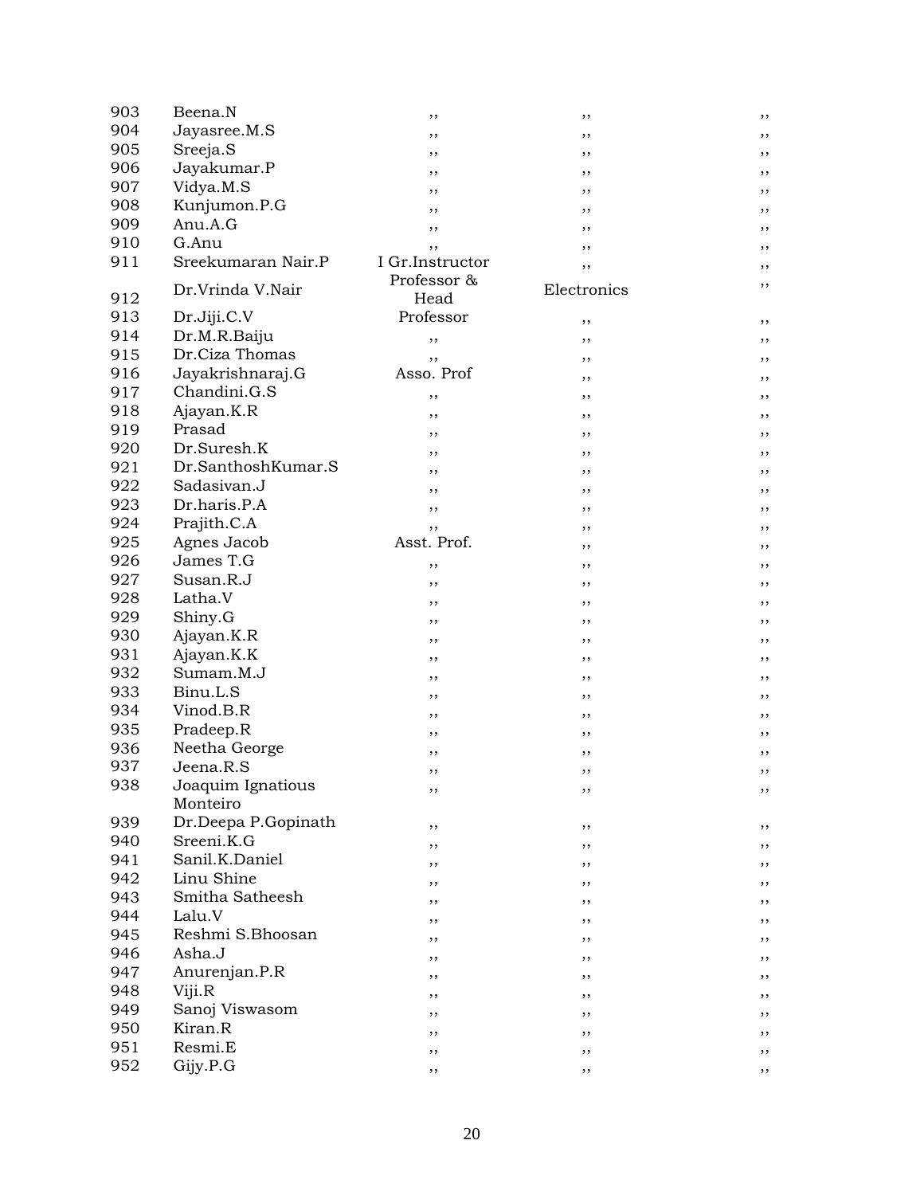| | | | | |
|---|---|---|---|---|
| 903 | Beena.N | ,, | ,, | ,, |
| 904 | Jayasree.M.S | ,, | ,, | ,, |
| 905 | Sreeja.S | ,, | ,, | ,, |
| 906 | Jayakumar.P | ,, | ,, | ,, |
| 907 | Vidya.M.S | ,, | ,, | ,, |
| 908 | Kunjumon.P.G | ,, | ,, | ,, |
| 909 | Anu.A.G | ,, | ,, | ,, |
| 910 | G.Anu | ,, | ,, | ,, |
| 911 | Sreekumaran Nair.P | I Gr.Instructor | ,, | ,, |
| 912 | Dr.Vrinda V.Nair | Professor & Head | Electronics | ,, |
| 913 | Dr.Jiji.C.V | Professor | ,, | ,, |
| 914 | Dr.M.R.Baiju | ,, | ,, | ,, |
| 915 | Dr.Ciza Thomas | ,, | ,, | ,, |
| 916 | Jayakrishnaraj.G | Asso. Prof | ,, | ,, |
| 917 | Chandini.G.S | ,, | ,, | ,, |
| 918 | Ajayan.K.R | ,, | ,, | ,, |
| 919 | Prasad | ,, | ,, | ,, |
| 920 | Dr.Suresh.K | ,, | ,, | ,, |
| 921 | Dr.SanthoshKumar.S | ,, | ,, | ,, |
| 922 | Sadasivan.J | ,, | ,, | ,, |
| 923 | Dr.haris.P.A | ,, | ,, | ,, |
| 924 | Prajith.C.A | ,, | ,, | ,, |
| 925 | Agnes Jacob | Asst. Prof. | ,, | ,, |
| 926 | James T.G | ,, | ,, | ,, |
| 927 | Susan.R.J | ,, | ,, | ,, |
| 928 | Latha.V | ,, | ,, | ,, |
| 929 | Shiny.G | ,, | ,, | ,, |
| 930 | Ajayan.K.R | ,, | ,, | ,, |
| 931 | Ajayan.K.K | ,, | ,, | ,, |
| 932 | Sumam.M.J | ,, | ,, | ,, |
| 933 | Binu.L.S | ,, | ,, | ,, |
| 934 | Vinod.B.R | ,, | ,, | ,, |
| 935 | Pradeep.R | ,, | ,, | ,, |
| 936 | Neetha George | ,, | ,, | ,, |
| 937 | Jeena.R.S | ,, | ,, | ,, |
| 938 | Joaquim Ignatious Monteiro | ,, | ,, | ,, |
| 939 | Dr.Deepa P.Gopinath | ,, | ,, | ,, |
| 940 | Sreeni.K.G | ,, | ,, | ,, |
| 941 | Sanil.K.Daniel | ,, | ,, | ,, |
| 942 | Linu Shine | ,, | ,, | ,, |
| 943 | Smitha Satheesh | ,, | ,, | ,, |
| 944 | Lalu.V | ,, | ,, | ,, |
| 945 | Reshmi S.Bhoosan | ,, | ,, | ,, |
| 946 | Asha.J | ,, | ,, | ,, |
| 947 | Anurenjan.P.R | ,, | ,, | ,, |
| 948 | Viji.R | ,, | ,, | ,, |
| 949 | Sanoj Viswasom | ,, | ,, | ,, |
| 950 | Kiran.R | ,, | ,, | ,, |
| 951 | Resmi.E | ,, | ,, | ,, |
| 952 | Gijy.P.G | ,, | ,, | ,, |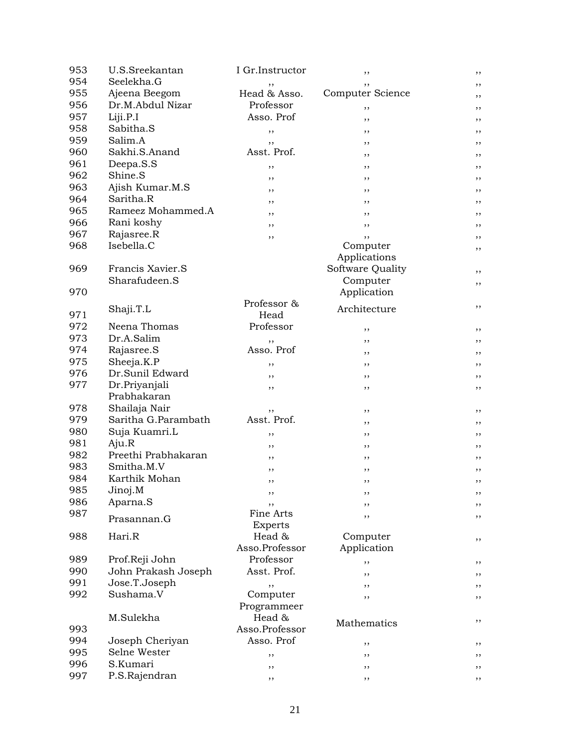| | | | | |
|---|---|---|---|---|
| 953 | U.S.Sreekantan | I Gr.Instructor | ,, | ,, |
| 954 | Seelekha.G | ,, | ,, | ,, |
| 955 | Ajeena Beegom | Head & Asso. | Computer Science | ,, |
| 956 | Dr.M.Abdul Nizar | Professor | ,, | ,, |
| 957 | Liji.P.I | Asso. Prof | ,, | ,, |
| 958 | Sabitha.S | ,, | ,, | ,, |
| 959 | Salim.A | ,, | ,, | ,, |
| 960 | Sakhi.S.Anand | Asst. Prof. | ,, | ,, |
| 961 | Deepa.S.S | ,, | ,, | ,, |
| 962 | Shine.S | ,, | ,, | ,, |
| 963 | Ajish Kumar.M.S | ,, | ,, | ,, |
| 964 | Saritha.R | ,, | ,, | ,, |
| 965 | Rameez Mohammed.A | ,, | ,, | ,, |
| 966 | Rani koshy | ,, | ,, | ,, |
| 967 | Rajasree.R | ,, | ,, | ,, |
| 968 | Isebella.C | | Computer Applications | ,, |
| 969 | Francis Xavier.S | | Software Quality | ,, |
| 970 | Sharafudeen.S | | Computer Application | ,, |
| 971 | Shaji.T.L | Professor & Head | Architecture | ,, |
| 972 | Neena Thomas | Professor | ,, | ,, |
| 973 | Dr.A.Salim | ,, | ,, | ,, |
| 974 | Rajasree.S | Asso. Prof | ,, | ,, |
| 975 | Sheeja.K.P | ,, | ,, | ,, |
| 976 | Dr.Sunil Edward | ,, | ,, | ,, |
| 977 | Dr.Priyanjali Prabhakaran | ,, | ,, | ,, |
| 978 | Shailaja Nair | ,, | ,, | ,, |
| 979 | Saritha G.Parambath | Asst. Prof. | ,, | ,, |
| 980 | Suja Kuamri.L | ,, | ,, | ,, |
| 981 | Aju.R | ,, | ,, | ,, |
| 982 | Preethi Prabhakaran | ,, | ,, | ,, |
| 983 | Smitha.M.V | ,, | ,, | ,, |
| 984 | Karthik Mohan | ,, | ,, | ,, |
| 985 | Jinoj.M | ,, | ,, | ,, |
| 986 | Aparna.S | ,, | ,, | ,, |
| 987 | Prasannan.G | Fine Arts Experts | ,, | ,, |
| 988 | Hari.R | Head & Asso.Professor | Computer Application | ,, |
| 989 | Prof.Reji John | Professor | ,, | ,, |
| 990 | John Prakash Joseph | Asst. Prof. | ,, | ,, |
| 991 | Jose.T.Joseph | ,, | ,, | ,, |
| 992 | Sushama.V | Computer Programmeer | ,, | ,, |
| 993 | M.Sulekha | Head & Asso.Professor | Mathematics | ,, |
| 994 | Joseph Cheriyan | Asso. Prof | ,, | ,, |
| 995 | Selne Wester | ,, | ,, | ,, |
| 996 | S.Kumari | ,, | ,, | ,, |
| 997 | P.S.Rajendran | ,, | ,, | ,, |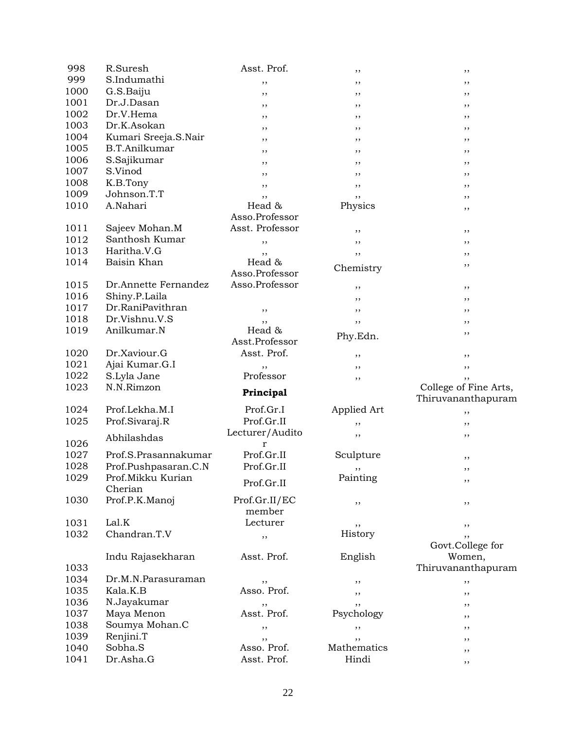| | | | | |
|---|---|---|---|---|
| 998 | R.Suresh | Asst. Prof. | ,, | ,, |
| 999 | S.Indumathi | ,, | ,, | ,, |
| 1000 | G.S.Baiju | ,, | ,, | ,, |
| 1001 | Dr.J.Dasan | ,, | ,, | ,, |
| 1002 | Dr.V.Hema | ,, | ,, | ,, |
| 1003 | Dr.K.Asokan | ,, | ,, | ,, |
| 1004 | Kumari Sreeja.S.Nair | ,, | ,, | ,, |
| 1005 | B.T.Anilkumar | ,, | ,, | ,, |
| 1006 | S.Sajikumar | ,, | ,, | ,, |
| 1007 | S.Vinod | ,, | ,, | ,, |
| 1008 | K.B.Tony | ,, | ,, | ,, |
| 1009 | Johnson.T.T | ,, | ,, | ,, |
| 1010 | A.Nahari | Head & Asso.Professor | Physics | ,, |
| 1011 | Sajeev Mohan.M | Asst. Professor | ,, | ,, |
| 1012 | Santhosh Kumar | ,, | ,, | ,, |
| 1013 | Haritha.V.G | ,, | ,, | ,, |
| 1014 | Baisin Khan | Head & Asso.Professor | Chemistry | ,, |
| 1015 | Dr.Annette Fernandez | Asso.Professor | ,, | ,, |
| 1016 | Shiny.P.Laila | | ,, | ,, |
| 1017 | Dr.RaniPavithran | ,, | ,, | ,, |
| 1018 | Dr.Vishnu.V.S | ,, | ,, | ,, |
| 1019 | Anilkumar.N | Head & Asst.Professor | Phy.Edn. | ,, |
| 1020 | Dr.Xaviour.G | Asst. Prof. | ,, | ,, |
| 1021 | Ajai Kumar.G.I | ,, | ,, | ,, |
| 1022 | S.Lyla Jane | Professor | ,, | ,, |
| 1023 | N.N.Rimzon | **Principal** | | College of Fine Arts, Thiruvananthapuram |
| 1024 | Prof.Lekha.M.I | Prof.Gr.I | Applied Art | ,, |
| 1025 | Prof.Sivaraj.R | Prof.Gr.II | ,, | ,, |
| 1026 | Abhilashdas | Lecturer/Auditor | ,, | ,, |
| 1027 | Prof.S.Prasannakumar | Prof.Gr.II | Sculpture | ,, |
| 1028 | Prof.Pushpasaran.C.N | Prof.Gr.II | ,, | ,, |
| 1029 | Prof.Mikku Kurian Cherian | Prof.Gr.II | Painting | ,, |
| 1030 | Prof.P.K.Manoj | Prof.Gr.II/EC member | ,, | ,, |
| 1031 | Lal.K | Lecturer | ,, | ,, |
| 1032 | Chandran.T.V | ,, | History | ,, |
| 1033 | Indu Rajasekharan | Asst. Prof. | English | Govt.College for Women, Thiruvananthapuram |
| 1034 | Dr.M.N.Parasuraman | ,, | ,, | ,, |
| 1035 | Kala.K.B | Asso. Prof. | ,, | ,, |
| 1036 | N.Jayakumar | ,, | ,, | ,, |
| 1037 | Maya Menon | Asst. Prof. | Psychology | ,, |
| 1038 | Soumya Mohan.C | ,, | ,, | ,, |
| 1039 | Renjini.T | ,, | ,, | ,, |
| 1040 | Sobha.S | Asso. Prof. | Mathematics | ,, |
| 1041 | Dr.Asha.G | Asst. Prof. | Hindi | ,, |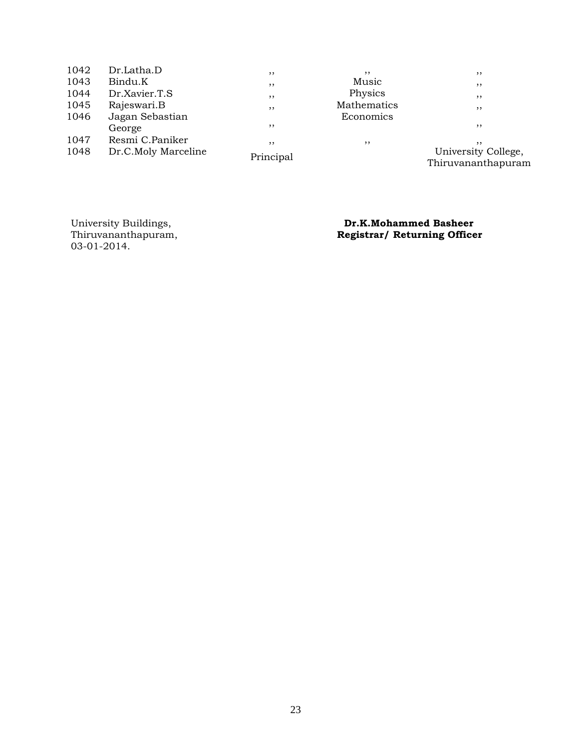| | | | | |
|---|---|---|---|---|
| 1042 | Dr.Latha.D | ,, | ,, | ,, |
| 1043 | Bindu.K | ,, | Music | ,, |
| 1044 | Dr.Xavier.T.S | ,, | Physics | ,, |
| 1045 | Rajeswari.B | ,, | Mathematics | ,, |
| 1046 | Jagan Sebastian George | ,, | Economics | ,, |
| 1047 | Resmi C.Paniker | ,, | ,, | ,, |
| 1048 | Dr.C.Moly Marceline | Principal | | University College, Thiruvananthapuram |

University Buildings,
Thiruvananthapuram,
03-01-2014.

**Dr.K.Mohammed Basheer**
**Registrar/ Returning Officer**